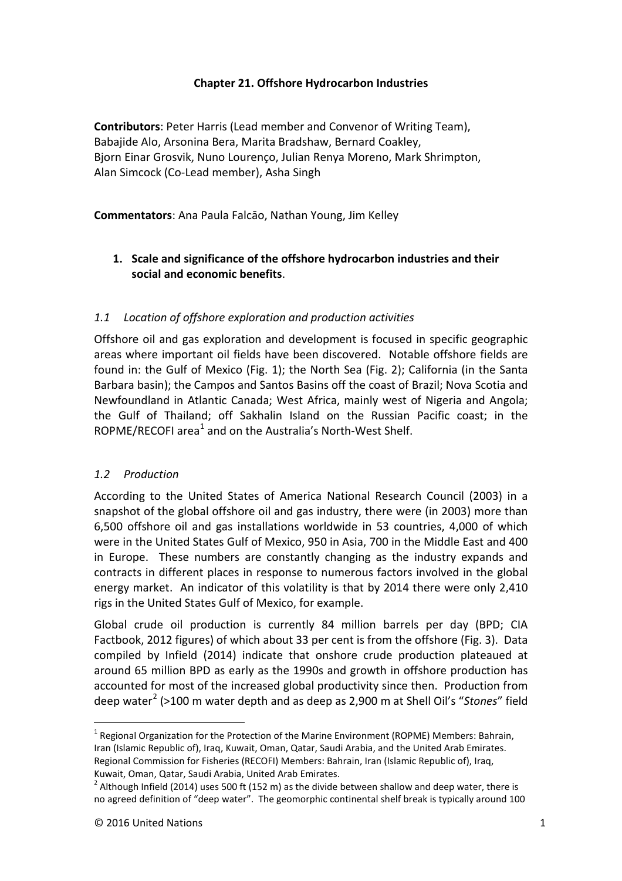# Chapter 21. Offshore Hydrocarbon Industries

**Contributors**: Peter Harris (Lead member and Convenor of Writing Team), Babajide Alo, Arsonina Bera, Marita Bradshaw, Bernard Coakley, Bjorn Einar Grosvik, Nuno Lourenço, Julian Renya Moreno, Mark Shrimpton, Alan Simcock (Co-Lead member), Asha Singh

**Commentators**: Ana Paula Falcão, Nathan Young, Jim Kelley

## 1. Scale and significance of the offshore hydrocarbon industries and their social and economic benefits.

### *1.1 Location of offshore exploration and production activities*

Offshore oil and gas exploration and development is focused in specific geographic areas where important oil fields have been discovered. Notable offshore fields are found in: the Gulf of Mexico (Fig. 1); the North Sea (Fig. 2); California (in the Santa Barbara basin); the Campos and Santos Basins off the coast of Brazil; Nova Scotia and Newfoundland in Atlantic Canada; West Africa, mainly west of Nigeria and Angola; the Gulf of Thailand; off Sakhalin Island on the Russian Pacific coast; in the ROPME/RECOFI area[1] and on the Australia's North-West Shelf.

### *1.2 Production*

According to the United States of America National Research Council (2003) in a snapshot of the global offshore oil and gas industry, there were (in 2003) more than 6,500 offshore oil and gas installations worldwide in 53 countries, 4,000 of which were in the United States Gulf of Mexico, 950 in Asia, 700 in the Middle East and 400 in Europe. These numbers are constantly changing as the industry expands and contracts in different places in response to numerous factors involved in the global energy market. An indicator of this volatility is that by 2014 there were only 2,410 rigs in the United States Gulf of Mexico, for example.

Global crude oil production is currently 84 million barrels per day (BPD; CIA Factbook, 2012 figures) of which about 33 per cent is from the offshore (Fig. 3). Data compiled by Infield (2014) indicate that onshore crude production plateaued at around 65 million BPD as early as the 1990s and growth in offshore production has accounted for most of the increased global productivity since then. Production from deep water[2] (>100 m water depth and as deep as 2,900 m at Shell Oil's "*Stones*" field

---

[1] Regional Organization for the Protection of the Marine Environment (ROPME) Members: Bahrain, Iran (Islamic Republic of), Iraq, Kuwait, Oman, Qatar, Saudi Arabia, and the United Arab Emirates. Regional Commission for Fisheries (RECOFI) Members: Bahrain, Iran (Islamic Republic of), Iraq, Kuwait, Oman, Qatar, Saudi Arabia, United Arab Emirates.

[2] Although Infield (2014) uses 500 ft (152 m) as the divide between shallow and deep water, there is no agreed definition of "deep water". The geomorphic continental shelf break is typically around 100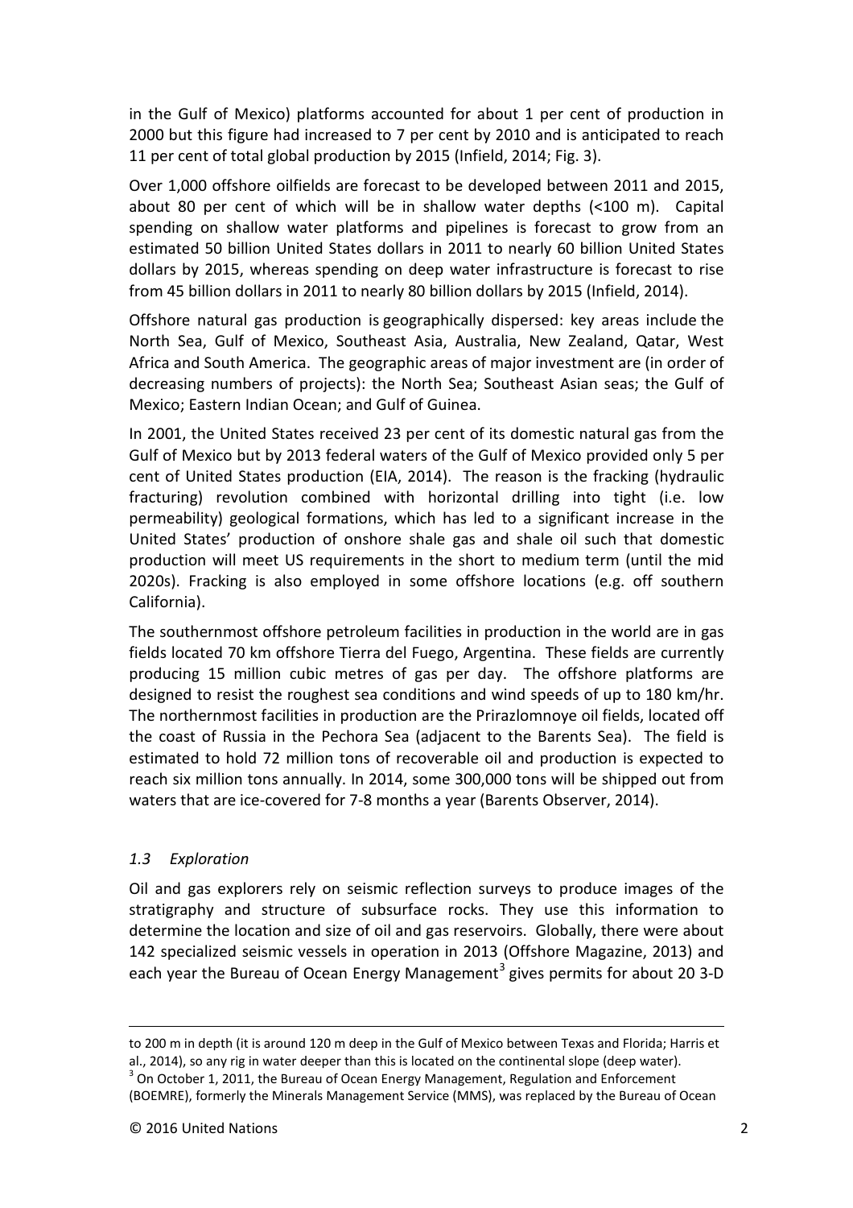in the Gulf of Mexico) platforms accounted for about 1 per cent of production in 2000 but this figure had increased to 7 per cent by 2010 and is anticipated to reach 11 per cent of total global production by 2015 (Infield, 2014; Fig. 3).

Over 1,000 offshore oilfields are forecast to be developed between 2011 and 2015, about 80 per cent of which will be in shallow water depths (<100 m). Capital spending on shallow water platforms and pipelines is forecast to grow from an estimated 50 billion United States dollars in 2011 to nearly 60 billion United States dollars by 2015, whereas spending on deep water infrastructure is forecast to rise from 45 billion dollars in 2011 to nearly 80 billion dollars by 2015 (Infield, 2014).

Offshore natural gas production is geographically dispersed: key areas include the North Sea, Gulf of Mexico, Southeast Asia, Australia, New Zealand, Qatar, West Africa and South America. The geographic areas of major investment are (in order of decreasing numbers of projects): the North Sea; Southeast Asian seas; the Gulf of Mexico; Eastern Indian Ocean; and Gulf of Guinea.

In 2001, the United States received 23 per cent of its domestic natural gas from the Gulf of Mexico but by 2013 federal waters of the Gulf of Mexico provided only 5 per cent of United States production (EIA, 2014). The reason is the fracking (hydraulic fracturing) revolution combined with horizontal drilling into tight (i.e. low permeability) geological formations, which has led to a significant increase in the United States' production of onshore shale gas and shale oil such that domestic production will meet US requirements in the short to medium term (until the mid 2020s). Fracking is also employed in some offshore locations (e.g. off southern California).

The southernmost offshore petroleum facilities in production in the world are in gas fields located 70 km offshore Tierra del Fuego, Argentina. These fields are currently producing 15 million cubic metres of gas per day. The offshore platforms are designed to resist the roughest sea conditions and wind speeds of up to 180 km/hr. The northernmost facilities in production are the Prirazlomnoye oil fields, located off the coast of Russia in the Pechora Sea (adjacent to the Barents Sea). The field is estimated to hold 72 million tons of recoverable oil and production is expected to reach six million tons annually. In 2014, some 300,000 tons will be shipped out from waters that are ice-covered for 7-8 months a year (Barents Observer, 2014).

### *1.3 Exploration*

Oil and gas explorers rely on seismic reflection surveys to produce images of the stratigraphy and structure of subsurface rocks. They use this information to determine the location and size of oil and gas reservoirs. Globally, there were about 142 specialized seismic vessels in operation in 2013 (Offshore Magazine, 2013) and each year the Bureau of Ocean Energy Management[3] gives permits for about 20 3-D

---

to 200 m in depth (it is around 120 m deep in the Gulf of Mexico between Texas and Florida; Harris et al., 2014), so any rig in water deeper than this is located on the continental slope (deep water).

[3] On October 1, 2011, the Bureau of Ocean Energy Management, Regulation and Enforcement (BOEMRE), formerly the Minerals Management Service (MMS), was replaced by the Bureau of Ocean

© 2016 United Nations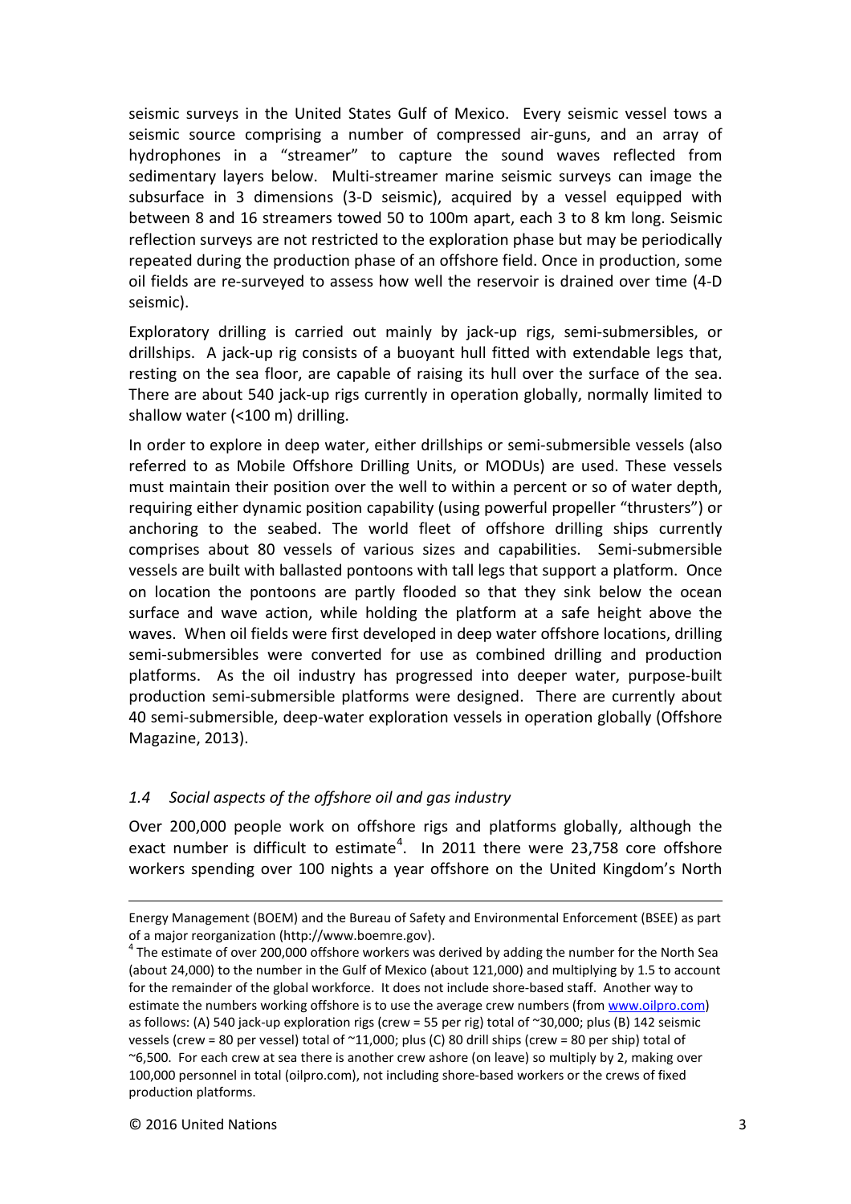seismic surveys in the United States Gulf of Mexico. Every seismic vessel tows a seismic source comprising a number of compressed air-guns, and an array of hydrophones in a "streamer" to capture the sound waves reflected from sedimentary layers below. Multi-streamer marine seismic surveys can image the subsurface in 3 dimensions (3-D seismic), acquired by a vessel equipped with between 8 and 16 streamers towed 50 to 100m apart, each 3 to 8 km long. Seismic reflection surveys are not restricted to the exploration phase but may be periodically repeated during the production phase of an offshore field. Once in production, some oil fields are re-surveyed to assess how well the reservoir is drained over time (4-D seismic).

Exploratory drilling is carried out mainly by jack-up rigs, semi-submersibles, or drillships. A jack-up rig consists of a buoyant hull fitted with extendable legs that, resting on the sea floor, are capable of raising its hull over the surface of the sea. There are about 540 jack-up rigs currently in operation globally, normally limited to shallow water (<100 m) drilling.

In order to explore in deep water, either drillships or semi-submersible vessels (also referred to as Mobile Offshore Drilling Units, or MODUs) are used. These vessels must maintain their position over the well to within a percent or so of water depth, requiring either dynamic position capability (using powerful propeller "thrusters") or anchoring to the seabed. The world fleet of offshore drilling ships currently comprises about 80 vessels of various sizes and capabilities. Semi-submersible vessels are built with ballasted pontoons with tall legs that support a platform. Once on location the pontoons are partly flooded so that they sink below the ocean surface and wave action, while holding the platform at a safe height above the waves. When oil fields were first developed in deep water offshore locations, drilling semi-submersibles were converted for use as combined drilling and production platforms. As the oil industry has progressed into deeper water, purpose-built production semi-submersible platforms were designed. There are currently about 40 semi-submersible, deep-water exploration vessels in operation globally (Offshore Magazine, 2013).

### *1.4 Social aspects of the offshore oil and gas industry*

Over 200,000 people work on offshore rigs and platforms globally, although the exact number is difficult to estimate[4]. In 2011 there were 23,758 core offshore workers spending over 100 nights a year offshore on the United Kingdom's North

---

Energy Management (BOEM) and the Bureau of Safety and Environmental Enforcement (BSEE) as part of a major reorganization (http://www.boemre.gov).

[4] The estimate of over 200,000 offshore workers was derived by adding the number for the North Sea (about 24,000) to the number in the Gulf of Mexico (about 121,000) and multiplying by 1.5 to account for the remainder of the global workforce. It does not include shore-based staff. Another way to estimate the numbers working offshore is to use the average crew numbers (from www.oilpro.com) as follows: (A) 540 jack-up exploration rigs (crew = 55 per rig) total of ~30,000; plus (B) 142 seismic vessels (crew = 80 per vessel) total of ~11,000; plus (C) 80 drill ships (crew = 80 per ship) total of ~6,500. For each crew at sea there is another crew ashore (on leave) so multiply by 2, making over 100,000 personnel in total (oilpro.com), not including shore-based workers or the crews of fixed production platforms.

© 2016 United Nations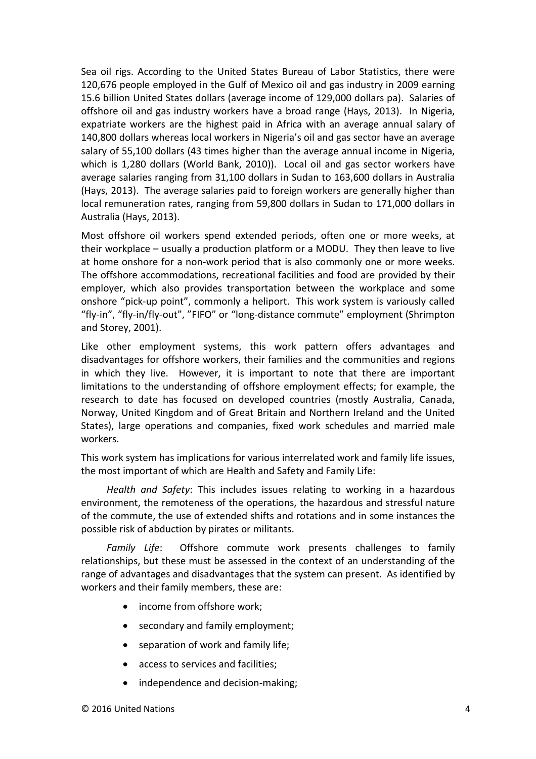Sea oil rigs. According to the United States Bureau of Labor Statistics, there were 120,676 people employed in the Gulf of Mexico oil and gas industry in 2009 earning 15.6 billion United States dollars (average income of 129,000 dollars pa). Salaries of offshore oil and gas industry workers have a broad range (Hays, 2013). In Nigeria, expatriate workers are the highest paid in Africa with an average annual salary of 140,800 dollars whereas local workers in Nigeria's oil and gas sector have an average salary of 55,100 dollars (43 times higher than the average annual income in Nigeria, which is 1,280 dollars (World Bank, 2010)). Local oil and gas sector workers have average salaries ranging from 31,100 dollars in Sudan to 163,600 dollars in Australia (Hays, 2013). The average salaries paid to foreign workers are generally higher than local remuneration rates, ranging from 59,800 dollars in Sudan to 171,000 dollars in Australia (Hays, 2013).

Most offshore oil workers spend extended periods, often one or more weeks, at their workplace – usually a production platform or a MODU. They then leave to live at home onshore for a non-work period that is also commonly one or more weeks. The offshore accommodations, recreational facilities and food are provided by their employer, which also provides transportation between the workplace and some onshore "pick-up point", commonly a heliport. This work system is variously called "fly-in", "fly-in/fly-out", "FIFO" or "long-distance commute" employment (Shrimpton and Storey, 2001).

Like other employment systems, this work pattern offers advantages and disadvantages for offshore workers, their families and the communities and regions in which they live. However, it is important to note that there are important limitations to the understanding of offshore employment effects; for example, the research to date has focused on developed countries (mostly Australia, Canada, Norway, United Kingdom and of Great Britain and Northern Ireland and the United States), large operations and companies, fixed work schedules and married male workers.

This work system has implications for various interrelated work and family life issues, the most important of which are Health and Safety and Family Life:

*Health and Safety*: This includes issues relating to working in a hazardous environment, the remoteness of the operations, the hazardous and stressful nature of the commute, the use of extended shifts and rotations and in some instances the possible risk of abduction by pirates or militants.

*Family Life*: Offshore commute work presents challenges to family relationships, but these must be assessed in the context of an understanding of the range of advantages and disadvantages that the system can present. As identified by workers and their family members, these are:

- income from offshore work;
- secondary and family employment;
- separation of work and family life;
- access to services and facilities;
- independence and decision-making;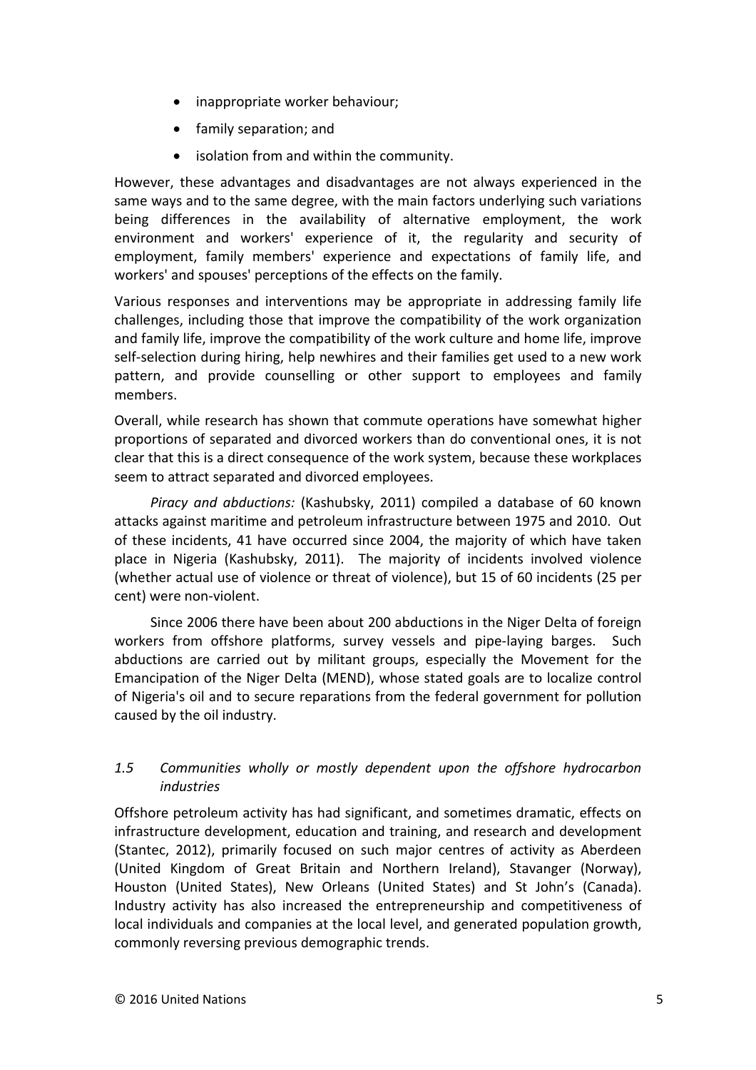- inappropriate worker behaviour;
- family separation; and
- isolation from and within the community.

However, these advantages and disadvantages are not always experienced in the same ways and to the same degree, with the main factors underlying such variations being differences in the availability of alternative employment, the work environment and workers' experience of it, the regularity and security of employment, family members' experience and expectations of family life, and workers' and spouses' perceptions of the effects on the family.

Various responses and interventions may be appropriate in addressing family life challenges, including those that improve the compatibility of the work organization and family life, improve the compatibility of the work culture and home life, improve self-selection during hiring, help newhires and their families get used to a new work pattern, and provide counselling or other support to employees and family members.

Overall, while research has shown that commute operations have somewhat higher proportions of separated and divorced workers than do conventional ones, it is not clear that this is a direct consequence of the work system, because these workplaces seem to attract separated and divorced employees.

*Piracy and abductions:* (Kashubsky, 2011) compiled a database of 60 known attacks against maritime and petroleum infrastructure between 1975 and 2010. Out of these incidents, 41 have occurred since 2004, the majority of which have taken place in Nigeria (Kashubsky, 2011). The majority of incidents involved violence (whether actual use of violence or threat of violence), but 15 of 60 incidents (25 per cent) were non-violent.

Since 2006 there have been about 200 abductions in the Niger Delta of foreign workers from offshore platforms, survey vessels and pipe-laying barges. Such abductions are carried out by militant groups, especially the Movement for the Emancipation of the Niger Delta (MEND), whose stated goals are to localize control of Nigeria's oil and to secure reparations from the federal government for pollution caused by the oil industry.

### *1.5 Communities wholly or mostly dependent upon the offshore hydrocarbon industries*

Offshore petroleum activity has had significant, and sometimes dramatic, effects on infrastructure development, education and training, and research and development (Stantec, 2012), primarily focused on such major centres of activity as Aberdeen (United Kingdom of Great Britain and Northern Ireland), Stavanger (Norway), Houston (United States), New Orleans (United States) and St John's (Canada). Industry activity has also increased the entrepreneurship and competitiveness of local individuals and companies at the local level, and generated population growth, commonly reversing previous demographic trends.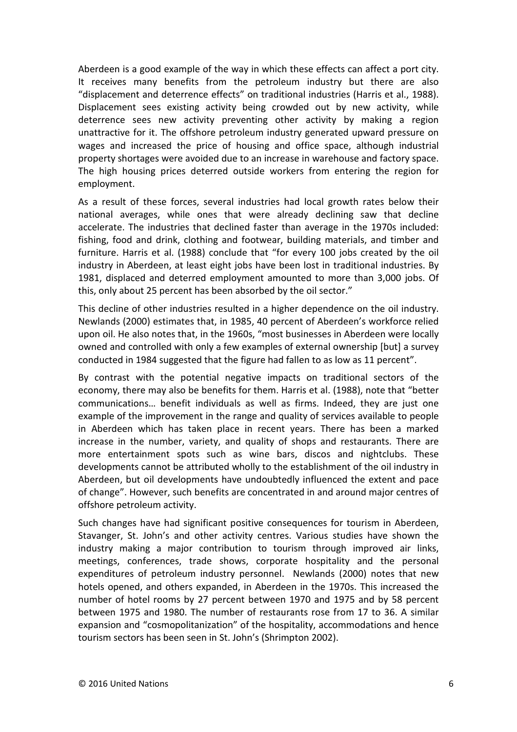Aberdeen is a good example of the way in which these effects can affect a port city. It receives many benefits from the petroleum industry but there are also "displacement and deterrence effects" on traditional industries (Harris et al., 1988). Displacement sees existing activity being crowded out by new activity, while deterrence sees new activity preventing other activity by making a region unattractive for it. The offshore petroleum industry generated upward pressure on wages and increased the price of housing and office space, although industrial property shortages were avoided due to an increase in warehouse and factory space. The high housing prices deterred outside workers from entering the region for employment.

As a result of these forces, several industries had local growth rates below their national averages, while ones that were already declining saw that decline accelerate. The industries that declined faster than average in the 1970s included: fishing, food and drink, clothing and footwear, building materials, and timber and furniture. Harris et al. (1988) conclude that "for every 100 jobs created by the oil industry in Aberdeen, at least eight jobs have been lost in traditional industries. By 1981, displaced and deterred employment amounted to more than 3,000 jobs. Of this, only about 25 percent has been absorbed by the oil sector."

This decline of other industries resulted in a higher dependence on the oil industry. Newlands (2000) estimates that, in 1985, 40 percent of Aberdeen's workforce relied upon oil. He also notes that, in the 1960s, "most businesses in Aberdeen were locally owned and controlled with only a few examples of external ownership [but] a survey conducted in 1984 suggested that the figure had fallen to as low as 11 percent".

By contrast with the potential negative impacts on traditional sectors of the economy, there may also be benefits for them. Harris et al. (1988), note that "better communications… benefit individuals as well as firms. Indeed, they are just one example of the improvement in the range and quality of services available to people in Aberdeen which has taken place in recent years. There has been a marked increase in the number, variety, and quality of shops and restaurants. There are more entertainment spots such as wine bars, discos and nightclubs. These developments cannot be attributed wholly to the establishment of the oil industry in Aberdeen, but oil developments have undoubtedly influenced the extent and pace of change". However, such benefits are concentrated in and around major centres of offshore petroleum activity.

Such changes have had significant positive consequences for tourism in Aberdeen, Stavanger, St. John's and other activity centres. Various studies have shown the industry making a major contribution to tourism through improved air links, meetings, conferences, trade shows, corporate hospitality and the personal expenditures of petroleum industry personnel. Newlands (2000) notes that new hotels opened, and others expanded, in Aberdeen in the 1970s. This increased the number of hotel rooms by 27 percent between 1970 and 1975 and by 58 percent between 1975 and 1980. The number of restaurants rose from 17 to 36. A similar expansion and "cosmopolitanization" of the hospitality, accommodations and hence tourism sectors has been seen in St. John's (Shrimpton 2002).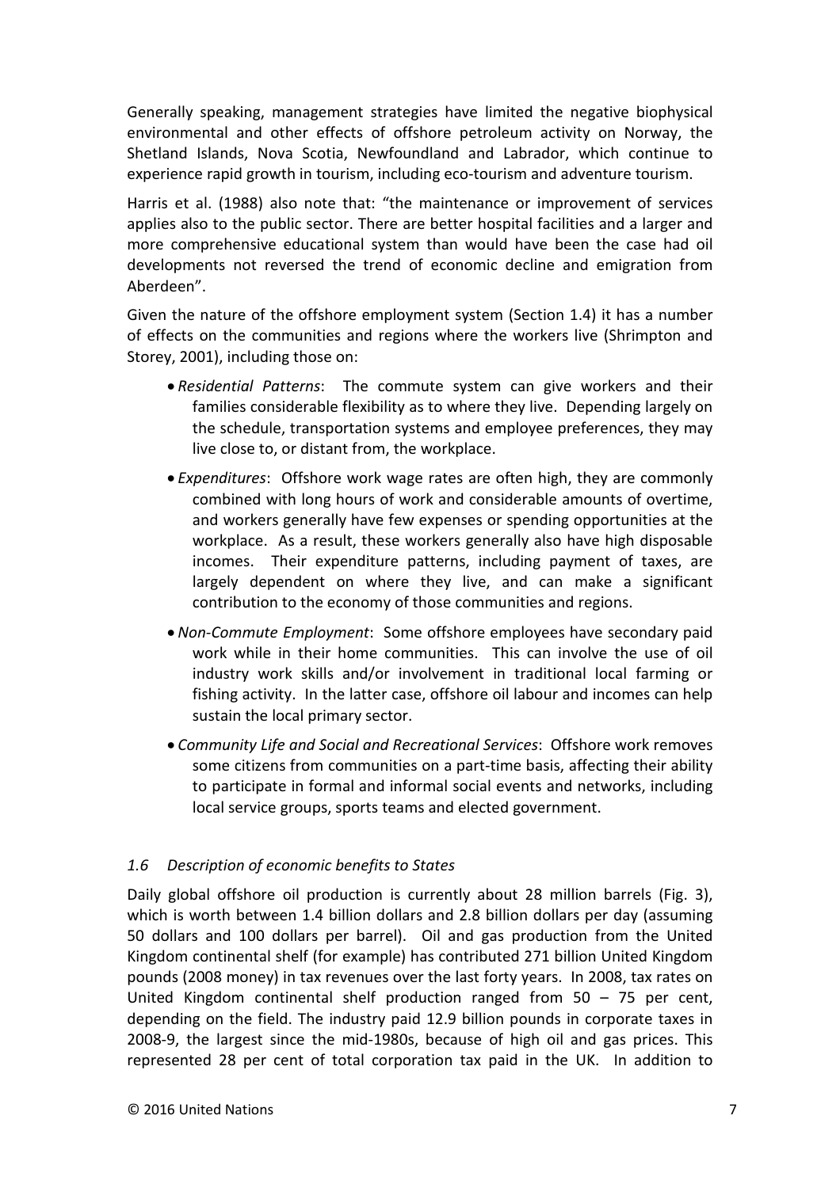Generally speaking, management strategies have limited the negative biophysical environmental and other effects of offshore petroleum activity on Norway, the Shetland Islands, Nova Scotia, Newfoundland and Labrador, which continue to experience rapid growth in tourism, including eco-tourism and adventure tourism.

Harris et al. (1988) also note that: "the maintenance or improvement of services applies also to the public sector. There are better hospital facilities and a larger and more comprehensive educational system than would have been the case had oil developments not reversed the trend of economic decline and emigration from Aberdeen".

Given the nature of the offshore employment system (Section 1.4) it has a number of effects on the communities and regions where the workers live (Shrimpton and Storey, 2001), including those on:

- *Residential Patterns*: The commute system can give workers and their families considerable flexibility as to where they live. Depending largely on the schedule, transportation systems and employee preferences, they may live close to, or distant from, the workplace.
- *Expenditures*: Offshore work wage rates are often high, they are commonly combined with long hours of work and considerable amounts of overtime, and workers generally have few expenses or spending opportunities at the workplace. As a result, these workers generally also have high disposable incomes. Their expenditure patterns, including payment of taxes, are largely dependent on where they live, and can make a significant contribution to the economy of those communities and regions.
- *Non-Commute Employment*: Some offshore employees have secondary paid work while in their home communities. This can involve the use of oil industry work skills and/or involvement in traditional local farming or fishing activity. In the latter case, offshore oil labour and incomes can help sustain the local primary sector.
- *Community Life and Social and Recreational Services*: Offshore work removes some citizens from communities on a part-time basis, affecting their ability to participate in formal and informal social events and networks, including local service groups, sports teams and elected government.

### *1.6 Description of economic benefits to States*

Daily global offshore oil production is currently about 28 million barrels (Fig. 3), which is worth between 1.4 billion dollars and 2.8 billion dollars per day (assuming 50 dollars and 100 dollars per barrel). Oil and gas production from the United Kingdom continental shelf (for example) has contributed 271 billion United Kingdom pounds (2008 money) in tax revenues over the last forty years. In 2008, tax rates on United Kingdom continental shelf production ranged from 50 – 75 per cent, depending on the field. The industry paid 12.9 billion pounds in corporate taxes in 2008-9, the largest since the mid-1980s, because of high oil and gas prices. This represented 28 per cent of total corporation tax paid in the UK. In addition to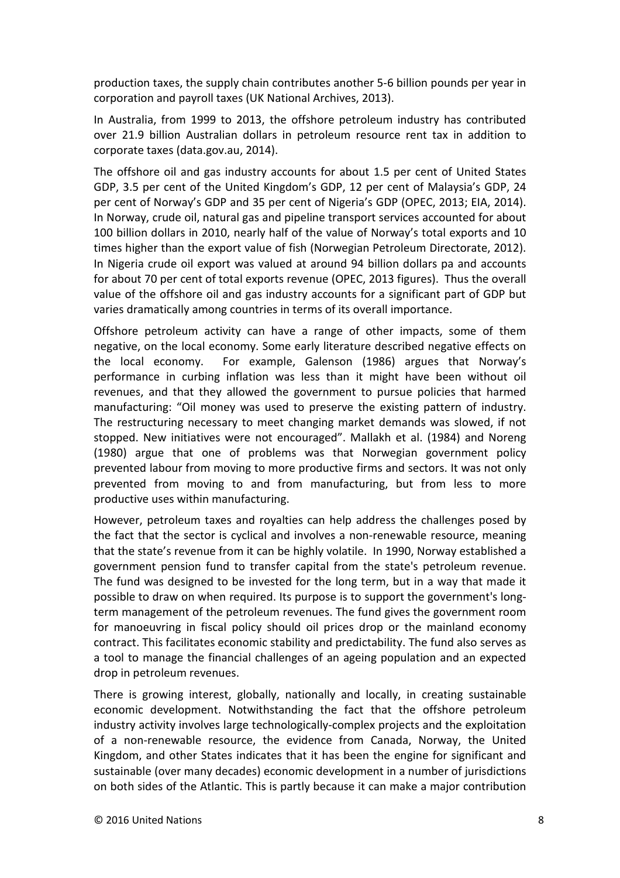production taxes, the supply chain contributes another 5-6 billion pounds per year in corporation and payroll taxes (UK National Archives, 2013).

In Australia, from 1999 to 2013, the offshore petroleum industry has contributed over 21.9 billion Australian dollars in petroleum resource rent tax in addition to corporate taxes (data.gov.au, 2014).

The offshore oil and gas industry accounts for about 1.5 per cent of United States GDP, 3.5 per cent of the United Kingdom's GDP, 12 per cent of Malaysia's GDP, 24 per cent of Norway's GDP and 35 per cent of Nigeria's GDP (OPEC, 2013; EIA, 2014). In Norway, crude oil, natural gas and pipeline transport services accounted for about 100 billion dollars in 2010, nearly half of the value of Norway's total exports and 10 times higher than the export value of fish (Norwegian Petroleum Directorate, 2012). In Nigeria crude oil export was valued at around 94 billion dollars pa and accounts for about 70 per cent of total exports revenue (OPEC, 2013 figures). Thus the overall value of the offshore oil and gas industry accounts for a significant part of GDP but varies dramatically among countries in terms of its overall importance.

Offshore petroleum activity can have a range of other impacts, some of them negative, on the local economy. Some early literature described negative effects on the local economy. For example, Galenson (1986) argues that Norway's performance in curbing inflation was less than it might have been without oil revenues, and that they allowed the government to pursue policies that harmed manufacturing: "Oil money was used to preserve the existing pattern of industry. The restructuring necessary to meet changing market demands was slowed, if not stopped. New initiatives were not encouraged". Mallakh et al. (1984) and Noreng (1980) argue that one of problems was that Norwegian government policy prevented labour from moving to more productive firms and sectors. It was not only prevented from moving to and from manufacturing, but from less to more productive uses within manufacturing.

However, petroleum taxes and royalties can help address the challenges posed by the fact that the sector is cyclical and involves a non-renewable resource, meaning that the state's revenue from it can be highly volatile. In 1990, Norway established a government pension fund to transfer capital from the state's petroleum revenue. The fund was designed to be invested for the long term, but in a way that made it possible to draw on when required. Its purpose is to support the government's long-term management of the petroleum revenues. The fund gives the government room for manoeuvring in fiscal policy should oil prices drop or the mainland economy contract. This facilitates economic stability and predictability. The fund also serves as a tool to manage the financial challenges of an ageing population and an expected drop in petroleum revenues.

There is growing interest, globally, nationally and locally, in creating sustainable economic development. Notwithstanding the fact that the offshore petroleum industry activity involves large technologically-complex projects and the exploitation of a non-renewable resource, the evidence from Canada, Norway, the United Kingdom, and other States indicates that it has been the engine for significant and sustainable (over many decades) economic development in a number of jurisdictions on both sides of the Atlantic. This is partly because it can make a major contribution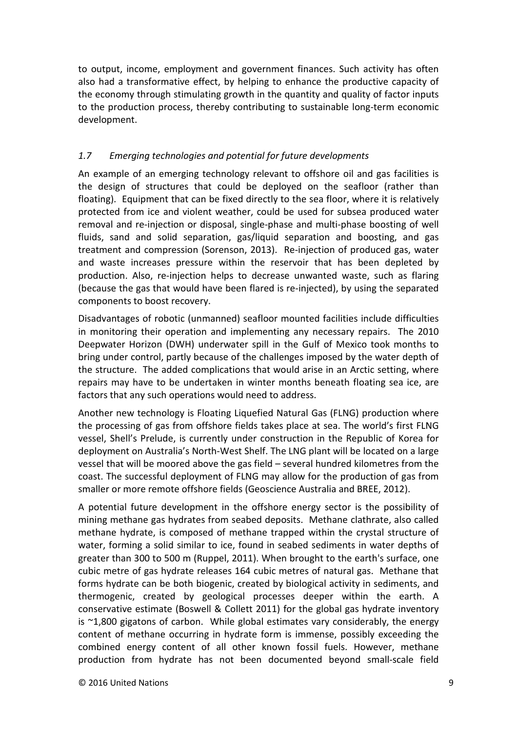to output, income, employment and government finances. Such activity has often also had a transformative effect, by helping to enhance the productive capacity of the economy through stimulating growth in the quantity and quality of factor inputs to the production process, thereby contributing to sustainable long-term economic development.

### *1.7 Emerging technologies and potential for future developments*

An example of an emerging technology relevant to offshore oil and gas facilities is the design of structures that could be deployed on the seafloor (rather than floating). Equipment that can be fixed directly to the sea floor, where it is relatively protected from ice and violent weather, could be used for subsea produced water removal and re-injection or disposal, single-phase and multi-phase boosting of well fluids, sand and solid separation, gas/liquid separation and boosting, and gas treatment and compression (Sorenson, 2013). Re-injection of produced gas, water and waste increases pressure within the reservoir that has been depleted by production. Also, re-injection helps to decrease unwanted waste, such as flaring (because the gas that would have been flared is re-injected), by using the separated components to boost recovery.

Disadvantages of robotic (unmanned) seafloor mounted facilities include difficulties in monitoring their operation and implementing any necessary repairs. The 2010 Deepwater Horizon (DWH) underwater spill in the Gulf of Mexico took months to bring under control, partly because of the challenges imposed by the water depth of the structure. The added complications that would arise in an Arctic setting, where repairs may have to be undertaken in winter months beneath floating sea ice, are factors that any such operations would need to address.

Another new technology is Floating Liquefied Natural Gas (FLNG) production where the processing of gas from offshore fields takes place at sea. The world's first FLNG vessel, Shell's Prelude, is currently under construction in the Republic of Korea for deployment on Australia's North-West Shelf. The LNG plant will be located on a large vessel that will be moored above the gas field – several hundred kilometres from the coast. The successful deployment of FLNG may allow for the production of gas from smaller or more remote offshore fields (Geoscience Australia and BREE, 2012).

A potential future development in the offshore energy sector is the possibility of mining methane gas hydrates from seabed deposits. Methane clathrate, also called methane hydrate, is composed of methane trapped within the crystal structure of water, forming a solid similar to ice, found in seabed sediments in water depths of greater than 300 to 500 m (Ruppel, 2011). When brought to the earth's surface, one cubic metre of gas hydrate releases 164 cubic metres of natural gas. Methane that forms hydrate can be both biogenic, created by biological activity in sediments, and thermogenic, created by geological processes deeper within the earth. A conservative estimate (Boswell & Collett 2011) for the global gas hydrate inventory is ~1,800 gigatons of carbon. While global estimates vary considerably, the energy content of methane occurring in hydrate form is immense, possibly exceeding the combined energy content of all other known fossil fuels. However, methane production from hydrate has not been documented beyond small-scale field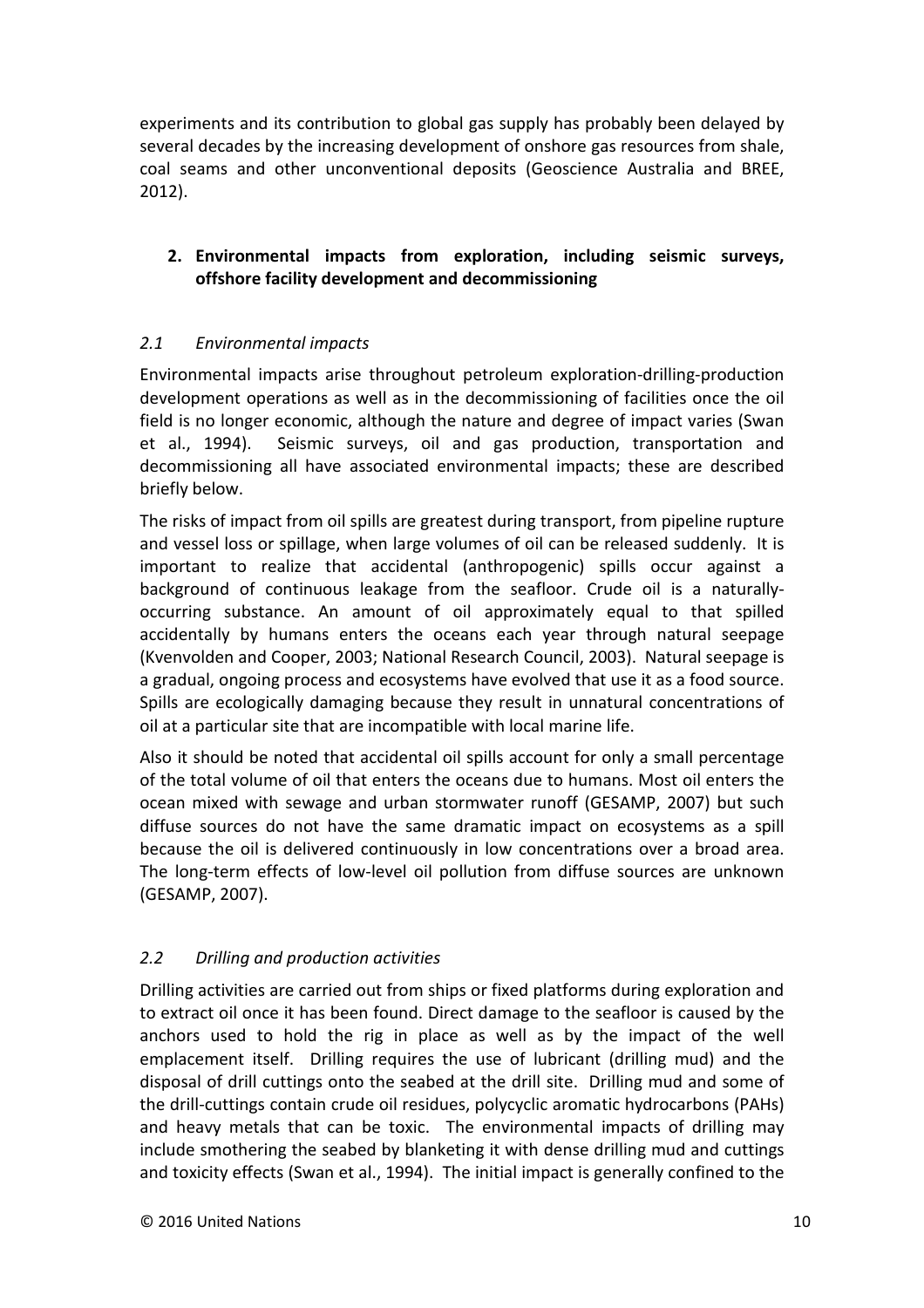experiments and its contribution to global gas supply has probably been delayed by several decades by the increasing development of onshore gas resources from shale, coal seams and other unconventional deposits (Geoscience Australia and BREE, 2012).

## 2. Environmental impacts from exploration, including seismic surveys, offshore facility development and decommissioning

### *2.1 Environmental impacts*

Environmental impacts arise throughout petroleum exploration-drilling-production development operations as well as in the decommissioning of facilities once the oil field is no longer economic, although the nature and degree of impact varies (Swan et al., 1994). Seismic surveys, oil and gas production, transportation and decommissioning all have associated environmental impacts; these are described briefly below.

The risks of impact from oil spills are greatest during transport, from pipeline rupture and vessel loss or spillage, when large volumes of oil can be released suddenly. It is important to realize that accidental (anthropogenic) spills occur against a background of continuous leakage from the seafloor. Crude oil is a naturally-occurring substance. An amount of oil approximately equal to that spilled accidentally by humans enters the oceans each year through natural seepage (Kvenvolden and Cooper, 2003; National Research Council, 2003). Natural seepage is a gradual, ongoing process and ecosystems have evolved that use it as a food source. Spills are ecologically damaging because they result in unnatural concentrations of oil at a particular site that are incompatible with local marine life.

Also it should be noted that accidental oil spills account for only a small percentage of the total volume of oil that enters the oceans due to humans. Most oil enters the ocean mixed with sewage and urban stormwater runoff (GESAMP, 2007) but such diffuse sources do not have the same dramatic impact on ecosystems as a spill because the oil is delivered continuously in low concentrations over a broad area. The long-term effects of low-level oil pollution from diffuse sources are unknown (GESAMP, 2007).

### *2.2 Drilling and production activities*

Drilling activities are carried out from ships or fixed platforms during exploration and to extract oil once it has been found. Direct damage to the seafloor is caused by the anchors used to hold the rig in place as well as by the impact of the well emplacement itself. Drilling requires the use of lubricant (drilling mud) and the disposal of drill cuttings onto the seabed at the drill site. Drilling mud and some of the drill-cuttings contain crude oil residues, polycyclic aromatic hydrocarbons (PAHs) and heavy metals that can be toxic. The environmental impacts of drilling may include smothering the seabed by blanketing it with dense drilling mud and cuttings and toxicity effects (Swan et al., 1994). The initial impact is generally confined to the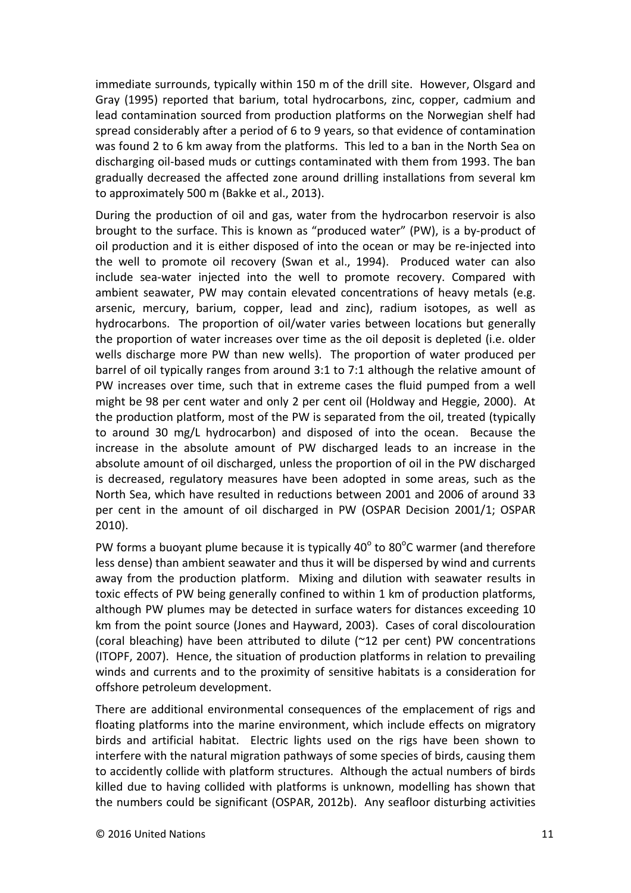immediate surrounds, typically within 150 m of the drill site. However, Olsgard and Gray (1995) reported that barium, total hydrocarbons, zinc, copper, cadmium and lead contamination sourced from production platforms on the Norwegian shelf had spread considerably after a period of 6 to 9 years, so that evidence of contamination was found 2 to 6 km away from the platforms. This led to a ban in the North Sea on discharging oil-based muds or cuttings contaminated with them from 1993. The ban gradually decreased the affected zone around drilling installations from several km to approximately 500 m (Bakke et al., 2013).

During the production of oil and gas, water from the hydrocarbon reservoir is also brought to the surface. This is known as "produced water" (PW), is a by-product of oil production and it is either disposed of into the ocean or may be re-injected into the well to promote oil recovery (Swan et al., 1994). Produced water can also include sea-water injected into the well to promote recovery. Compared with ambient seawater, PW may contain elevated concentrations of heavy metals (e.g. arsenic, mercury, barium, copper, lead and zinc), radium isotopes, as well as hydrocarbons. The proportion of oil/water varies between locations but generally the proportion of water increases over time as the oil deposit is depleted (i.e. older wells discharge more PW than new wells). The proportion of water produced per barrel of oil typically ranges from around 3:1 to 7:1 although the relative amount of PW increases over time, such that in extreme cases the fluid pumped from a well might be 98 per cent water and only 2 per cent oil (Holdway and Heggie, 2000). At the production platform, most of the PW is separated from the oil, treated (typically to around 30 mg/L hydrocarbon) and disposed of into the ocean. Because the increase in the absolute amount of PW discharged leads to an increase in the absolute amount of oil discharged, unless the proportion of oil in the PW discharged is decreased, regulatory measures have been adopted in some areas, such as the North Sea, which have resulted in reductions between 2001 and 2006 of around 33 per cent in the amount of oil discharged in PW (OSPAR Decision 2001/1; OSPAR 2010).

PW forms a buoyant plume because it is typically 40$^{o}$ to 80$^{o}$C warmer (and therefore less dense) than ambient seawater and thus it will be dispersed by wind and currents away from the production platform. Mixing and dilution with seawater results in toxic effects of PW being generally confined to within 1 km of production platforms, although PW plumes may be detected in surface waters for distances exceeding 10 km from the point source (Jones and Hayward, 2003). Cases of coral discolouration (coral bleaching) have been attributed to dilute (~12 per cent) PW concentrations (ITOPF, 2007). Hence, the situation of production platforms in relation to prevailing winds and currents and to the proximity of sensitive habitats is a consideration for offshore petroleum development.

There are additional environmental consequences of the emplacement of rigs and floating platforms into the marine environment, which include effects on migratory birds and artificial habitat. Electric lights used on the rigs have been shown to interfere with the natural migration pathways of some species of birds, causing them to accidently collide with platform structures. Although the actual numbers of birds killed due to having collided with platforms is unknown, modelling has shown that the numbers could be significant (OSPAR, 2012b). Any seafloor disturbing activities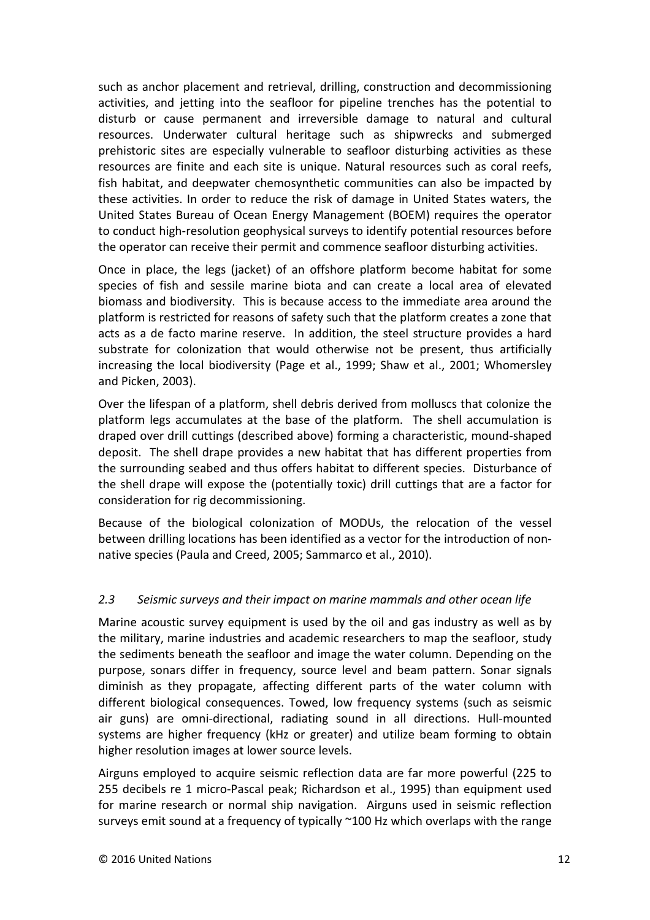such as anchor placement and retrieval, drilling, construction and decommissioning activities, and jetting into the seafloor for pipeline trenches has the potential to disturb or cause permanent and irreversible damage to natural and cultural resources. Underwater cultural heritage such as shipwrecks and submerged prehistoric sites are especially vulnerable to seafloor disturbing activities as these resources are finite and each site is unique. Natural resources such as coral reefs, fish habitat, and deepwater chemosynthetic communities can also be impacted by these activities. In order to reduce the risk of damage in United States waters, the United States Bureau of Ocean Energy Management (BOEM) requires the operator to conduct high-resolution geophysical surveys to identify potential resources before the operator can receive their permit and commence seafloor disturbing activities.

Once in place, the legs (jacket) of an offshore platform become habitat for some species of fish and sessile marine biota and can create a local area of elevated biomass and biodiversity. This is because access to the immediate area around the platform is restricted for reasons of safety such that the platform creates a zone that acts as a de facto marine reserve. In addition, the steel structure provides a hard substrate for colonization that would otherwise not be present, thus artificially increasing the local biodiversity (Page et al., 1999; Shaw et al., 2001; Whomersley and Picken, 2003).

Over the lifespan of a platform, shell debris derived from molluscs that colonize the platform legs accumulates at the base of the platform. The shell accumulation is draped over drill cuttings (described above) forming a characteristic, mound-shaped deposit. The shell drape provides a new habitat that has different properties from the surrounding seabed and thus offers habitat to different species. Disturbance of the shell drape will expose the (potentially toxic) drill cuttings that are a factor for consideration for rig decommissioning.

Because of the biological colonization of MODUs, the relocation of the vessel between drilling locations has been identified as a vector for the introduction of non-native species (Paula and Creed, 2005; Sammarco et al., 2010).

### *2.3 Seismic surveys and their impact on marine mammals and other ocean life*

Marine acoustic survey equipment is used by the oil and gas industry as well as by the military, marine industries and academic researchers to map the seafloor, study the sediments beneath the seafloor and image the water column. Depending on the purpose, sonars differ in frequency, source level and beam pattern. Sonar signals diminish as they propagate, affecting different parts of the water column with different biological consequences. Towed, low frequency systems (such as seismic air guns) are omni-directional, radiating sound in all directions. Hull-mounted systems are higher frequency (kHz or greater) and utilize beam forming to obtain higher resolution images at lower source levels.

Airguns employed to acquire seismic reflection data are far more powerful (225 to 255 decibels re 1 micro-Pascal peak; Richardson et al., 1995) than equipment used for marine research or normal ship navigation. Airguns used in seismic reflection surveys emit sound at a frequency of typically ~100 Hz which overlaps with the range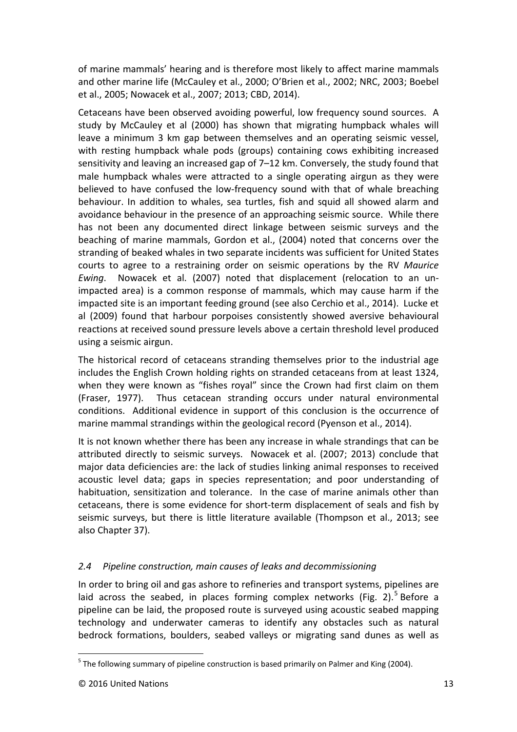of marine mammals' hearing and is therefore most likely to affect marine mammals and other marine life (McCauley et al., 2000; O'Brien et al., 2002; NRC, 2003; Boebel et al., 2005; Nowacek et al., 2007; 2013; CBD, 2014).

Cetaceans have been observed avoiding powerful, low frequency sound sources. A study by McCauley et al (2000) has shown that migrating humpback whales will leave a minimum 3 km gap between themselves and an operating seismic vessel, with resting humpback whale pods (groups) containing cows exhibiting increased sensitivity and leaving an increased gap of 7–12 km. Conversely, the study found that male humpback whales were attracted to a single operating airgun as they were believed to have confused the low-frequency sound with that of whale breaching behaviour. In addition to whales, sea turtles, fish and squid all showed alarm and avoidance behaviour in the presence of an approaching seismic source. While there has not been any documented direct linkage between seismic surveys and the beaching of marine mammals, Gordon et al., (2004) noted that concerns over the stranding of beaked whales in two separate incidents was sufficient for United States courts to agree to a restraining order on seismic operations by the RV *Maurice Ewing*. Nowacek et al. (2007) noted that displacement (relocation to an un-impacted area) is a common response of mammals, which may cause harm if the impacted site is an important feeding ground (see also Cerchio et al., 2014). Lucke et al (2009) found that harbour porpoises consistently showed aversive behavioural reactions at received sound pressure levels above a certain threshold level produced using a seismic airgun.

The historical record of cetaceans stranding themselves prior to the industrial age includes the English Crown holding rights on stranded cetaceans from at least 1324, when they were known as "fishes royal" since the Crown had first claim on them (Fraser, 1977). Thus cetacean stranding occurs under natural environmental conditions. Additional evidence in support of this conclusion is the occurrence of marine mammal strandings within the geological record (Pyenson et al., 2014).

It is not known whether there has been any increase in whale strandings that can be attributed directly to seismic surveys. Nowacek et al. (2007; 2013) conclude that major data deficiencies are: the lack of studies linking animal responses to received acoustic level data; gaps in species representation; and poor understanding of habituation, sensitization and tolerance. In the case of marine animals other than cetaceans, there is some evidence for short-term displacement of seals and fish by seismic surveys, but there is little literature available (Thompson et al., 2013; see also Chapter 37).

### *2.4 Pipeline construction, main causes of leaks and decommissioning*

In order to bring oil and gas ashore to refineries and transport systems, pipelines are laid across the seabed, in places forming complex networks (Fig. 2).[5] Before a pipeline can be laid, the proposed route is surveyed using acoustic seabed mapping technology and underwater cameras to identify any obstacles such as natural bedrock formations, boulders, seabed valleys or migrating sand dunes as well as

---

[5] The following summary of pipeline construction is based primarily on Palmer and King (2004).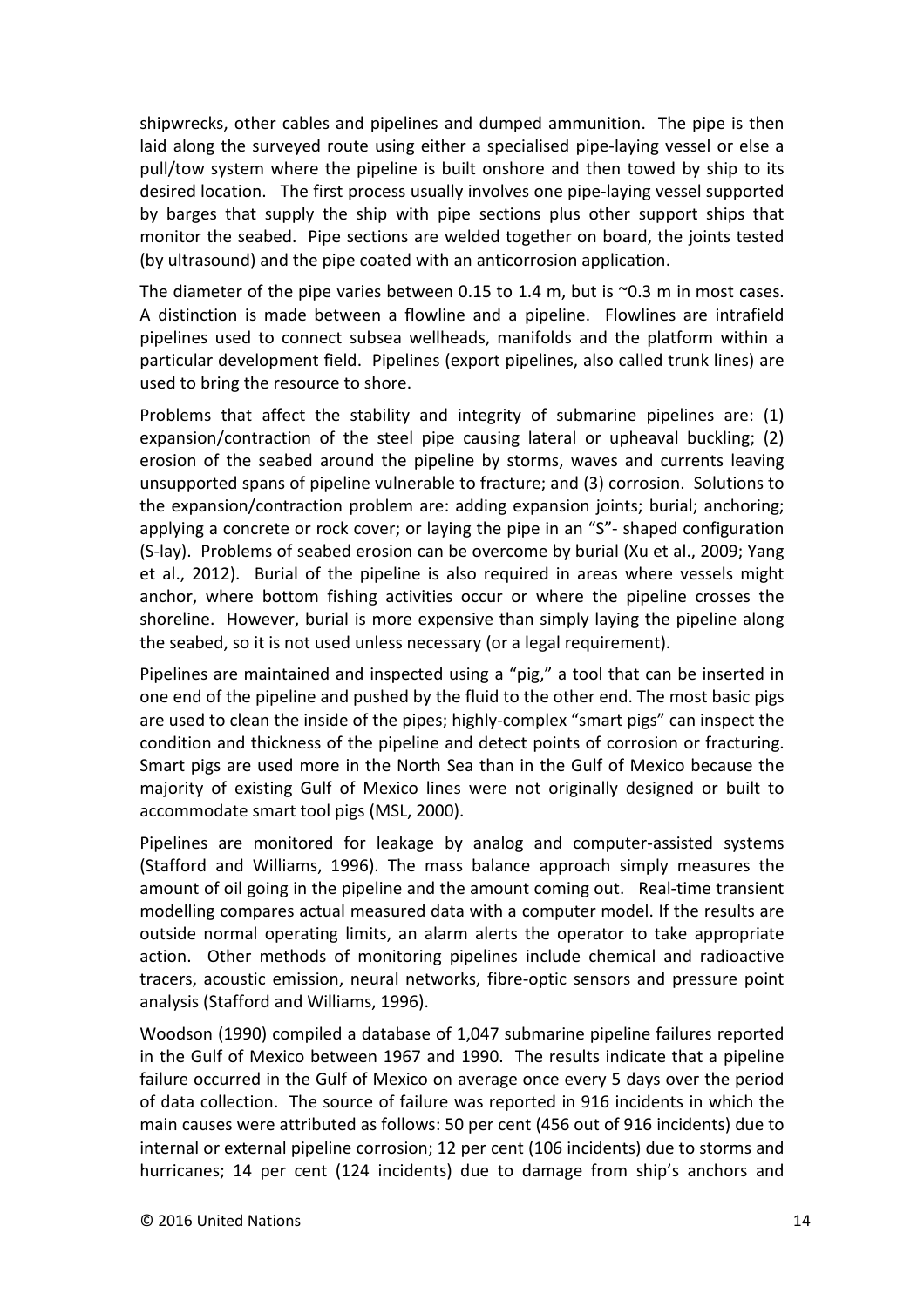shipwrecks, other cables and pipelines and dumped ammunition. The pipe is then laid along the surveyed route using either a specialised pipe-laying vessel or else a pull/tow system where the pipeline is built onshore and then towed by ship to its desired location. The first process usually involves one pipe-laying vessel supported by barges that supply the ship with pipe sections plus other support ships that monitor the seabed. Pipe sections are welded together on board, the joints tested (by ultrasound) and the pipe coated with an anticorrosion application.

The diameter of the pipe varies between 0.15 to 1.4 m, but is ~0.3 m in most cases. A distinction is made between a flowline and a pipeline. Flowlines are intrafield pipelines used to connect subsea wellheads, manifolds and the platform within a particular development field. Pipelines (export pipelines, also called trunk lines) are used to bring the resource to shore.

Problems that affect the stability and integrity of submarine pipelines are: (1) expansion/contraction of the steel pipe causing lateral or upheaval buckling; (2) erosion of the seabed around the pipeline by storms, waves and currents leaving unsupported spans of pipeline vulnerable to fracture; and (3) corrosion. Solutions to the expansion/contraction problem are: adding expansion joints; burial; anchoring; applying a concrete or rock cover; or laying the pipe in an "S"- shaped configuration (S-lay). Problems of seabed erosion can be overcome by burial (Xu et al., 2009; Yang et al., 2012). Burial of the pipeline is also required in areas where vessels might anchor, where bottom fishing activities occur or where the pipeline crosses the shoreline. However, burial is more expensive than simply laying the pipeline along the seabed, so it is not used unless necessary (or a legal requirement).

Pipelines are maintained and inspected using a "pig," a tool that can be inserted in one end of the pipeline and pushed by the fluid to the other end. The most basic pigs are used to clean the inside of the pipes; highly-complex "smart pigs" can inspect the condition and thickness of the pipeline and detect points of corrosion or fracturing. Smart pigs are used more in the North Sea than in the Gulf of Mexico because the majority of existing Gulf of Mexico lines were not originally designed or built to accommodate smart tool pigs (MSL, 2000).

Pipelines are monitored for leakage by analog and computer-assisted systems (Stafford and Williams, 1996). The mass balance approach simply measures the amount of oil going in the pipeline and the amount coming out. Real-time transient modelling compares actual measured data with a computer model. If the results are outside normal operating limits, an alarm alerts the operator to take appropriate action. Other methods of monitoring pipelines include chemical and radioactive tracers, acoustic emission, neural networks, fibre-optic sensors and pressure point analysis (Stafford and Williams, 1996).

Woodson (1990) compiled a database of 1,047 submarine pipeline failures reported in the Gulf of Mexico between 1967 and 1990. The results indicate that a pipeline failure occurred in the Gulf of Mexico on average once every 5 days over the period of data collection. The source of failure was reported in 916 incidents in which the main causes were attributed as follows: 50 per cent (456 out of 916 incidents) due to internal or external pipeline corrosion; 12 per cent (106 incidents) due to storms and hurricanes; 14 per cent (124 incidents) due to damage from ship's anchors and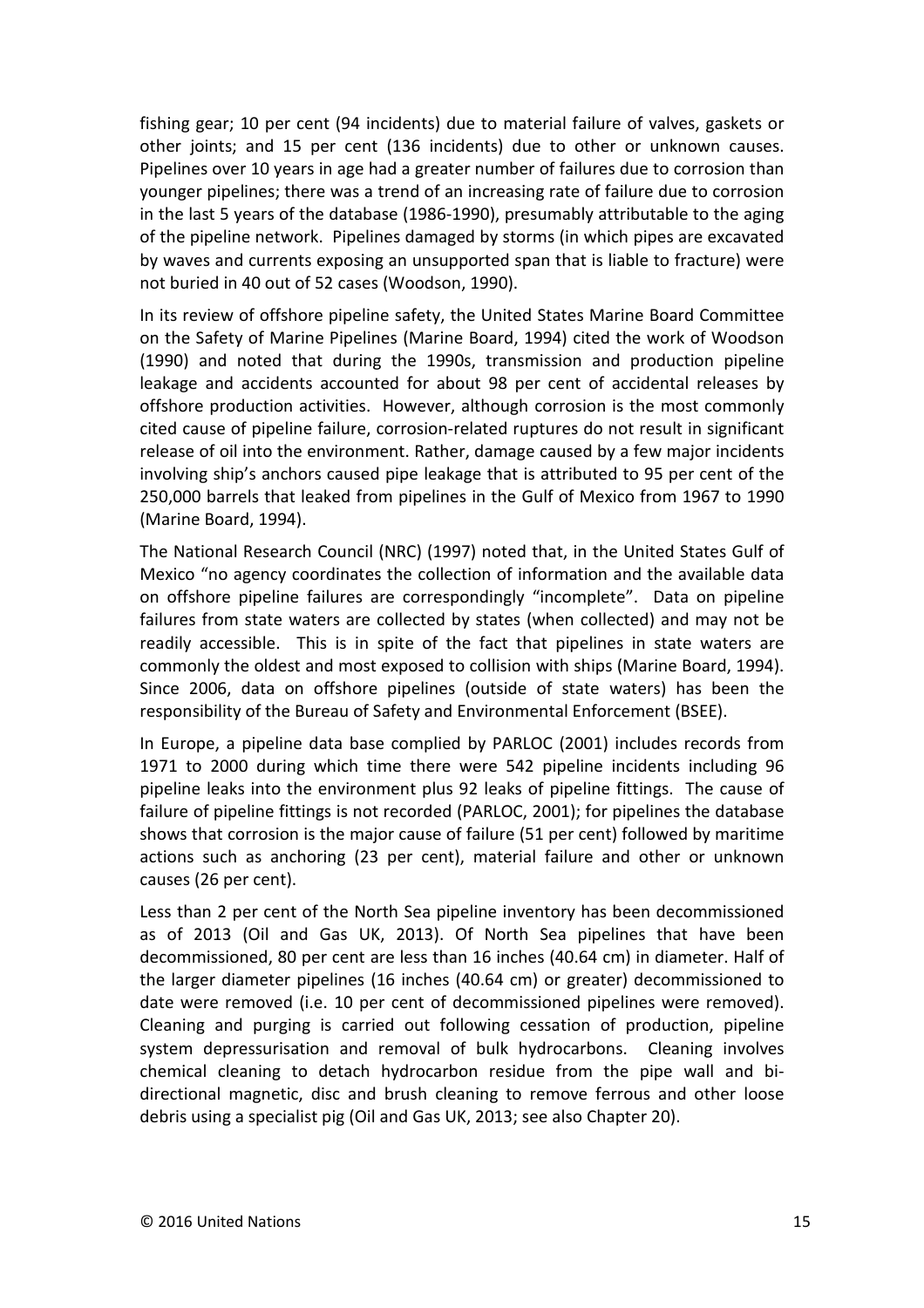fishing gear; 10 per cent (94 incidents) due to material failure of valves, gaskets or other joints; and 15 per cent (136 incidents) due to other or unknown causes. Pipelines over 10 years in age had a greater number of failures due to corrosion than younger pipelines; there was a trend of an increasing rate of failure due to corrosion in the last 5 years of the database (1986-1990), presumably attributable to the aging of the pipeline network. Pipelines damaged by storms (in which pipes are excavated by waves and currents exposing an unsupported span that is liable to fracture) were not buried in 40 out of 52 cases (Woodson, 1990).

In its review of offshore pipeline safety, the United States Marine Board Committee on the Safety of Marine Pipelines (Marine Board, 1994) cited the work of Woodson (1990) and noted that during the 1990s, transmission and production pipeline leakage and accidents accounted for about 98 per cent of accidental releases by offshore production activities. However, although corrosion is the most commonly cited cause of pipeline failure, corrosion-related ruptures do not result in significant release of oil into the environment. Rather, damage caused by a few major incidents involving ship's anchors caused pipe leakage that is attributed to 95 per cent of the 250,000 barrels that leaked from pipelines in the Gulf of Mexico from 1967 to 1990 (Marine Board, 1994).

The National Research Council (NRC) (1997) noted that, in the United States Gulf of Mexico "no agency coordinates the collection of information and the available data on offshore pipeline failures are correspondingly "incomplete". Data on pipeline failures from state waters are collected by states (when collected) and may not be readily accessible. This is in spite of the fact that pipelines in state waters are commonly the oldest and most exposed to collision with ships (Marine Board, 1994). Since 2006, data on offshore pipelines (outside of state waters) has been the responsibility of the Bureau of Safety and Environmental Enforcement (BSEE).

In Europe, a pipeline data base complied by PARLOC (2001) includes records from 1971 to 2000 during which time there were 542 pipeline incidents including 96 pipeline leaks into the environment plus 92 leaks of pipeline fittings. The cause of failure of pipeline fittings is not recorded (PARLOC, 2001); for pipelines the database shows that corrosion is the major cause of failure (51 per cent) followed by maritime actions such as anchoring (23 per cent), material failure and other or unknown causes (26 per cent).

Less than 2 per cent of the North Sea pipeline inventory has been decommissioned as of 2013 (Oil and Gas UK, 2013). Of North Sea pipelines that have been decommissioned, 80 per cent are less than 16 inches (40.64 cm) in diameter. Half of the larger diameter pipelines (16 inches (40.64 cm) or greater) decommissioned to date were removed (i.e. 10 per cent of decommissioned pipelines were removed). Cleaning and purging is carried out following cessation of production, pipeline system depressurisation and removal of bulk hydrocarbons. Cleaning involves chemical cleaning to detach hydrocarbon residue from the pipe wall and bi-directional magnetic, disc and brush cleaning to remove ferrous and other loose debris using a specialist pig (Oil and Gas UK, 2013; see also Chapter 20).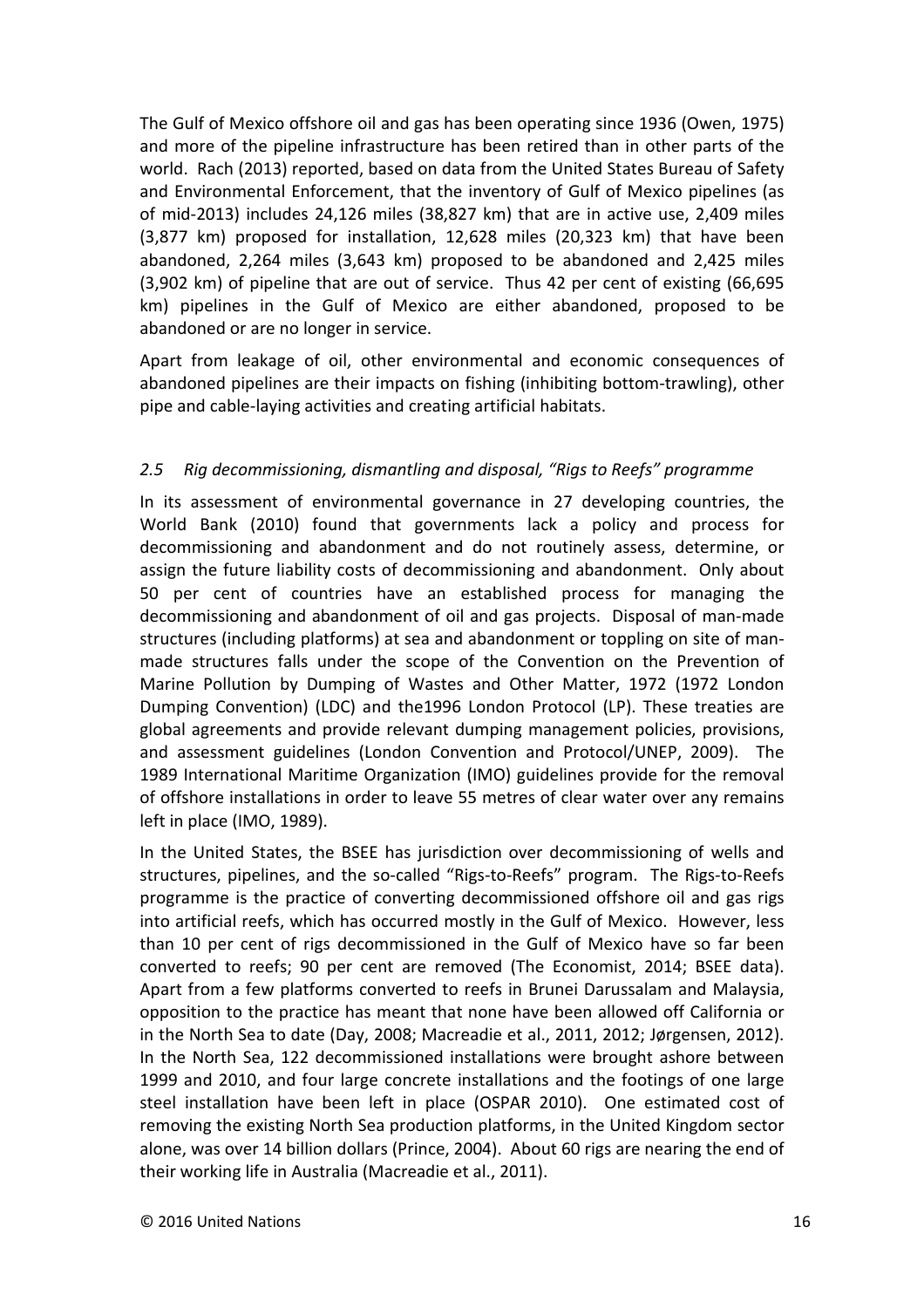The Gulf of Mexico offshore oil and gas has been operating since 1936 (Owen, 1975) and more of the pipeline infrastructure has been retired than in other parts of the world. Rach (2013) reported, based on data from the United States Bureau of Safety and Environmental Enforcement, that the inventory of Gulf of Mexico pipelines (as of mid-2013) includes 24,126 miles (38,827 km) that are in active use, 2,409 miles (3,877 km) proposed for installation, 12,628 miles (20,323 km) that have been abandoned, 2,264 miles (3,643 km) proposed to be abandoned and 2,425 miles (3,902 km) of pipeline that are out of service. Thus 42 per cent of existing (66,695 km) pipelines in the Gulf of Mexico are either abandoned, proposed to be abandoned or are no longer in service.

Apart from leakage of oil, other environmental and economic consequences of abandoned pipelines are their impacts on fishing (inhibiting bottom-trawling), other pipe and cable-laying activities and creating artificial habitats.

### *2.5 Rig decommissioning, dismantling and disposal, "Rigs to Reefs" programme*

In its assessment of environmental governance in 27 developing countries, the World Bank (2010) found that governments lack a policy and process for decommissioning and abandonment and do not routinely assess, determine, or assign the future liability costs of decommissioning and abandonment. Only about 50 per cent of countries have an established process for managing the decommissioning and abandonment of oil and gas projects. Disposal of man-made structures (including platforms) at sea and abandonment or toppling on site of man-made structures falls under the scope of the Convention on the Prevention of Marine Pollution by Dumping of Wastes and Other Matter, 1972 (1972 London Dumping Convention) (LDC) and the1996 London Protocol (LP). These treaties are global agreements and provide relevant dumping management policies, provisions, and assessment guidelines (London Convention and Protocol/UNEP, 2009). The 1989 International Maritime Organization (IMO) guidelines provide for the removal of offshore installations in order to leave 55 metres of clear water over any remains left in place (IMO, 1989).

In the United States, the BSEE has jurisdiction over decommissioning of wells and structures, pipelines, and the so-called "Rigs-to-Reefs" program. The Rigs-to-Reefs programme is the practice of converting decommissioned offshore oil and gas rigs into artificial reefs, which has occurred mostly in the Gulf of Mexico. However, less than 10 per cent of rigs decommissioned in the Gulf of Mexico have so far been converted to reefs; 90 per cent are removed (The Economist, 2014; BSEE data). Apart from a few platforms converted to reefs in Brunei Darussalam and Malaysia, opposition to the practice has meant that none have been allowed off California or in the North Sea to date (Day, 2008; Macreadie et al., 2011, 2012; Jørgensen, 2012). In the North Sea, 122 decommissioned installations were brought ashore between 1999 and 2010, and four large concrete installations and the footings of one large steel installation have been left in place (OSPAR 2010). One estimated cost of removing the existing North Sea production platforms, in the United Kingdom sector alone, was over 14 billion dollars (Prince, 2004). About 60 rigs are nearing the end of their working life in Australia (Macreadie et al., 2011).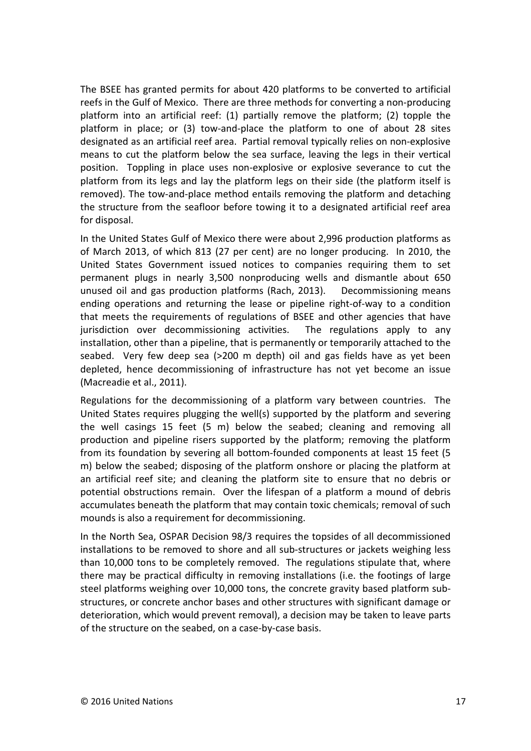The BSEE has granted permits for about 420 platforms to be converted to artificial reefs in the Gulf of Mexico. There are three methods for converting a non-producing platform into an artificial reef: (1) partially remove the platform; (2) topple the platform in place; or (3) tow-and-place the platform to one of about 28 sites designated as an artificial reef area. Partial removal typically relies on non-explosive means to cut the platform below the sea surface, leaving the legs in their vertical position. Toppling in place uses non-explosive or explosive severance to cut the platform from its legs and lay the platform legs on their side (the platform itself is removed). The tow-and-place method entails removing the platform and detaching the structure from the seafloor before towing it to a designated artificial reef area for disposal.

In the United States Gulf of Mexico there were about 2,996 production platforms as of March 2013, of which 813 (27 per cent) are no longer producing. In 2010, the United States Government issued notices to companies requiring them to set permanent plugs in nearly 3,500 nonproducing wells and dismantle about 650 unused oil and gas production platforms (Rach, 2013). Decommissioning means ending operations and returning the lease or pipeline right-of-way to a condition that meets the requirements of regulations of BSEE and other agencies that have jurisdiction over decommissioning activities. The regulations apply to any installation, other than a pipeline, that is permanently or temporarily attached to the seabed. Very few deep sea (>200 m depth) oil and gas fields have as yet been depleted, hence decommissioning of infrastructure has not yet become an issue (Macreadie et al., 2011).

Regulations for the decommissioning of a platform vary between countries. The United States requires plugging the well(s) supported by the platform and severing the well casings 15 feet (5 m) below the seabed; cleaning and removing all production and pipeline risers supported by the platform; removing the platform from its foundation by severing all bottom-founded components at least 15 feet (5 m) below the seabed; disposing of the platform onshore or placing the platform at an artificial reef site; and cleaning the platform site to ensure that no debris or potential obstructions remain. Over the lifespan of a platform a mound of debris accumulates beneath the platform that may contain toxic chemicals; removal of such mounds is also a requirement for decommissioning.

In the North Sea, OSPAR Decision 98/3 requires the topsides of all decommissioned installations to be removed to shore and all sub-structures or jackets weighing less than 10,000 tons to be completely removed. The regulations stipulate that, where there may be practical difficulty in removing installations (i.e. the footings of large steel platforms weighing over 10,000 tons, the concrete gravity based platform sub-structures, or concrete anchor bases and other structures with significant damage or deterioration, which would prevent removal), a decision may be taken to leave parts of the structure on the seabed, on a case-by-case basis.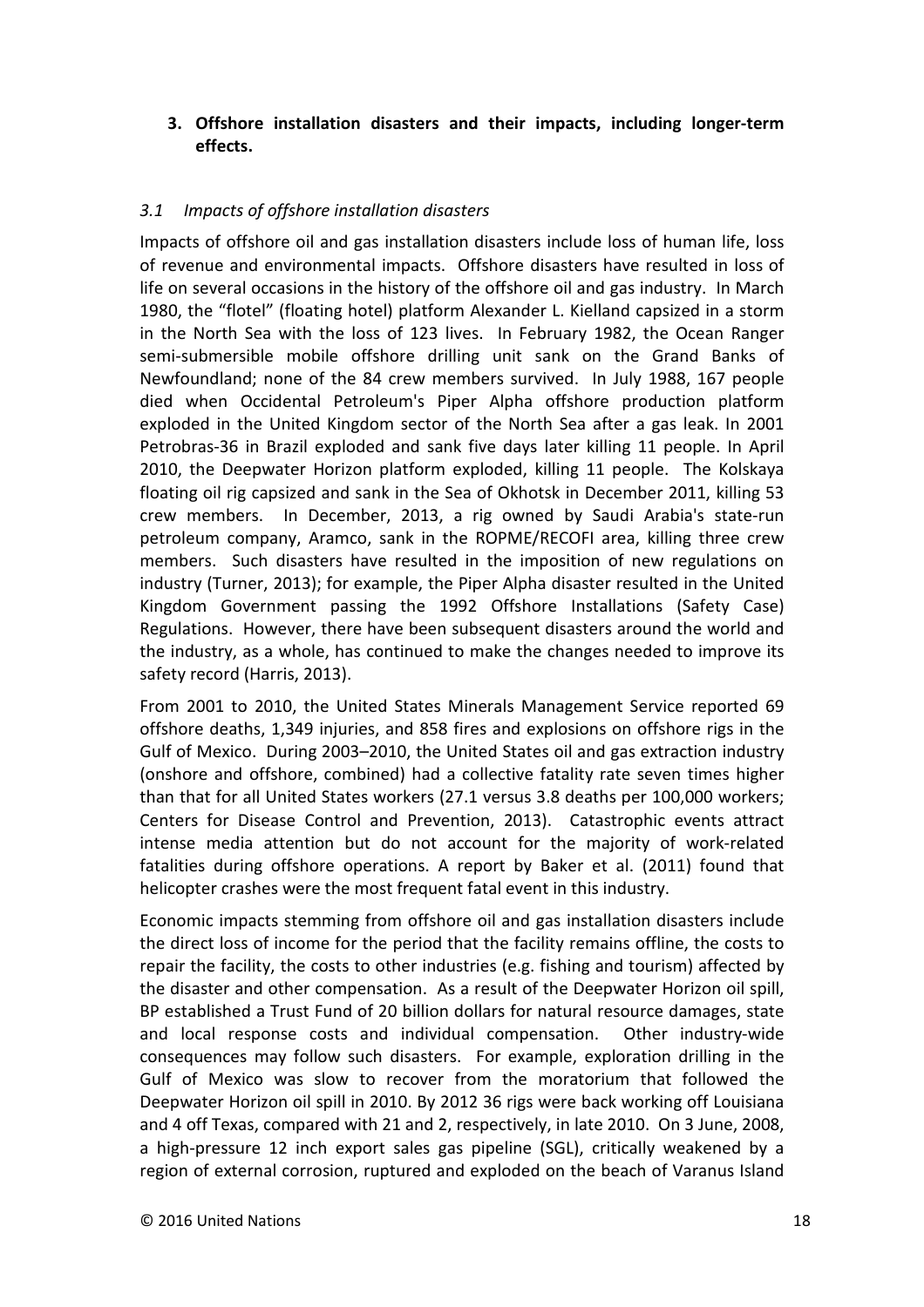**3. Offshore installation disasters and their impacts, including longer-term effects.**

### *3.1 Impacts of offshore installation disasters*

Impacts of offshore oil and gas installation disasters include loss of human life, loss of revenue and environmental impacts. Offshore disasters have resulted in loss of life on several occasions in the history of the offshore oil and gas industry. In March 1980, the "flotel" (floating hotel) platform Alexander L. Kielland capsized in a storm in the North Sea with the loss of 123 lives. In February 1982, the Ocean Ranger semi-submersible mobile offshore drilling unit sank on the Grand Banks of Newfoundland; none of the 84 crew members survived. In July 1988, 167 people died when Occidental Petroleum's Piper Alpha offshore production platform exploded in the United Kingdom sector of the North Sea after a gas leak. In 2001 Petrobras-36 in Brazil exploded and sank five days later killing 11 people. In April 2010, the Deepwater Horizon platform exploded, killing 11 people. The Kolskaya floating oil rig capsized and sank in the Sea of Okhotsk in December 2011, killing 53 crew members. In December, 2013, a rig owned by Saudi Arabia's state-run petroleum company, Aramco, sank in the ROPME/RECOFI area, killing three crew members. Such disasters have resulted in the imposition of new regulations on industry (Turner, 2013); for example, the Piper Alpha disaster resulted in the United Kingdom Government passing the 1992 Offshore Installations (Safety Case) Regulations. However, there have been subsequent disasters around the world and the industry, as a whole, has continued to make the changes needed to improve its safety record (Harris, 2013).

From 2001 to 2010, the United States Minerals Management Service reported 69 offshore deaths, 1,349 injuries, and 858 fires and explosions on offshore rigs in the Gulf of Mexico. During 2003–2010, the United States oil and gas extraction industry (onshore and offshore, combined) had a collective fatality rate seven times higher than that for all United States workers (27.1 versus 3.8 deaths per 100,000 workers; Centers for Disease Control and Prevention, 2013). Catastrophic events attract intense media attention but do not account for the majority of work-related fatalities during offshore operations. A report by Baker et al. (2011) found that helicopter crashes were the most frequent fatal event in this industry.

Economic impacts stemming from offshore oil and gas installation disasters include the direct loss of income for the period that the facility remains offline, the costs to repair the facility, the costs to other industries (e.g. fishing and tourism) affected by the disaster and other compensation. As a result of the Deepwater Horizon oil spill, BP established a Trust Fund of 20 billion dollars for natural resource damages, state and local response costs and individual compensation. Other industry-wide consequences may follow such disasters. For example, exploration drilling in the Gulf of Mexico was slow to recover from the moratorium that followed the Deepwater Horizon oil spill in 2010. By 2012 36 rigs were back working off Louisiana and 4 off Texas, compared with 21 and 2, respectively, in late 2010. On 3 June, 2008, a high-pressure 12 inch export sales gas pipeline (SGL), critically weakened by a region of external corrosion, ruptured and exploded on the beach of Varanus Island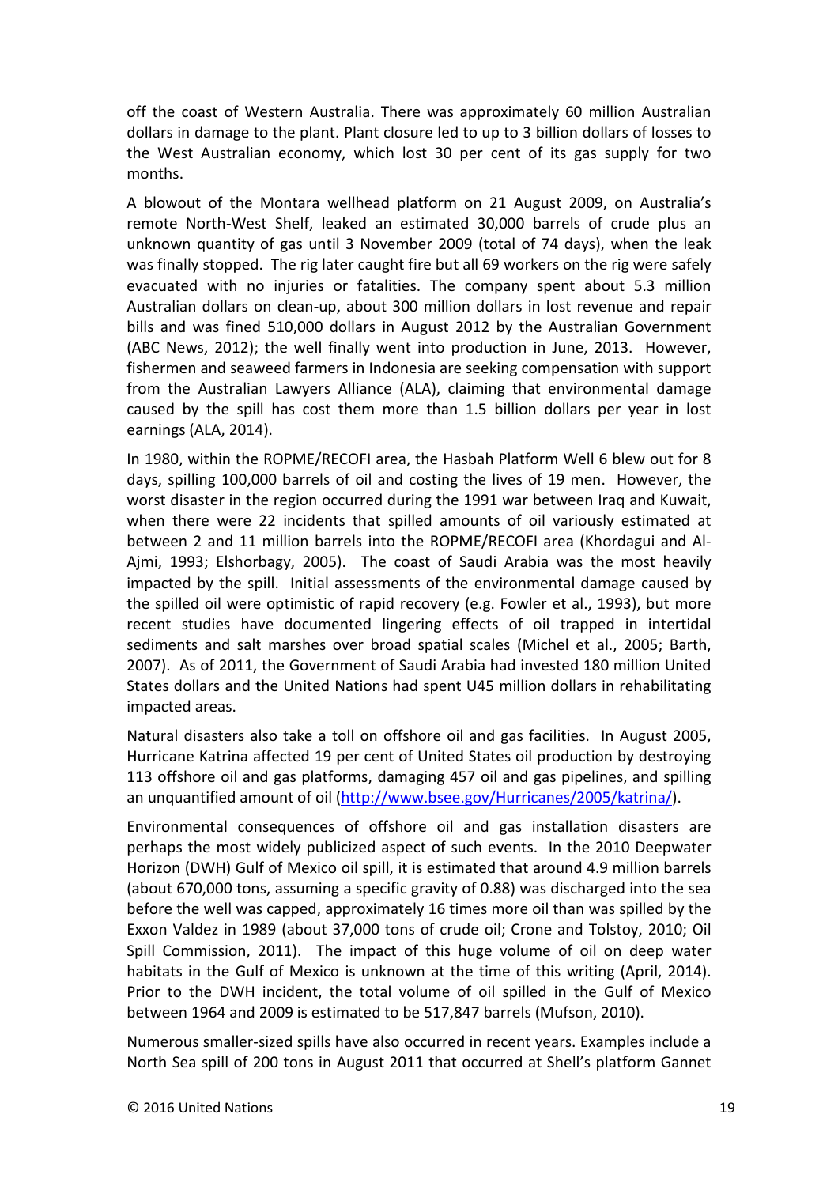off the coast of Western Australia. There was approximately 60 million Australian dollars in damage to the plant. Plant closure led to up to 3 billion dollars of losses to the West Australian economy, which lost 30 per cent of its gas supply for two months.

A blowout of the Montara wellhead platform on 21 August 2009, on Australia's remote North-West Shelf, leaked an estimated 30,000 barrels of crude plus an unknown quantity of gas until 3 November 2009 (total of 74 days), when the leak was finally stopped. The rig later caught fire but all 69 workers on the rig were safely evacuated with no injuries or fatalities. The company spent about 5.3 million Australian dollars on clean-up, about 300 million dollars in lost revenue and repair bills and was fined 510,000 dollars in August 2012 by the Australian Government (ABC News, 2012); the well finally went into production in June, 2013. However, fishermen and seaweed farmers in Indonesia are seeking compensation with support from the Australian Lawyers Alliance (ALA), claiming that environmental damage caused by the spill has cost them more than 1.5 billion dollars per year in lost earnings (ALA, 2014).

In 1980, within the ROPME/RECOFI area, the Hasbah Platform Well 6 blew out for 8 days, spilling 100,000 barrels of oil and costing the lives of 19 men. However, the worst disaster in the region occurred during the 1991 war between Iraq and Kuwait, when there were 22 incidents that spilled amounts of oil variously estimated at between 2 and 11 million barrels into the ROPME/RECOFI area (Khordagui and Al-Ajmi, 1993; Elshorbagy, 2005). The coast of Saudi Arabia was the most heavily impacted by the spill. Initial assessments of the environmental damage caused by the spilled oil were optimistic of rapid recovery (e.g. Fowler et al., 1993), but more recent studies have documented lingering effects of oil trapped in intertidal sediments and salt marshes over broad spatial scales (Michel et al., 2005; Barth, 2007). As of 2011, the Government of Saudi Arabia had invested 180 million United States dollars and the United Nations had spent U45 million dollars in rehabilitating impacted areas.

Natural disasters also take a toll on offshore oil and gas facilities. In August 2005, Hurricane Katrina affected 19 per cent of United States oil production by destroying 113 offshore oil and gas platforms, damaging 457 oil and gas pipelines, and spilling an unquantified amount of oil (http://www.bsee.gov/Hurricanes/2005/katrina/).

Environmental consequences of offshore oil and gas installation disasters are perhaps the most widely publicized aspect of such events. In the 2010 Deepwater Horizon (DWH) Gulf of Mexico oil spill, it is estimated that around 4.9 million barrels (about 670,000 tons, assuming a specific gravity of 0.88) was discharged into the sea before the well was capped, approximately 16 times more oil than was spilled by the Exxon Valdez in 1989 (about 37,000 tons of crude oil; Crone and Tolstoy, 2010; Oil Spill Commission, 2011). The impact of this huge volume of oil on deep water habitats in the Gulf of Mexico is unknown at the time of this writing (April, 2014). Prior to the DWH incident, the total volume of oil spilled in the Gulf of Mexico between 1964 and 2009 is estimated to be 517,847 barrels (Mufson, 2010).

Numerous smaller-sized spills have also occurred in recent years. Examples include a North Sea spill of 200 tons in August 2011 that occurred at Shell's platform Gannet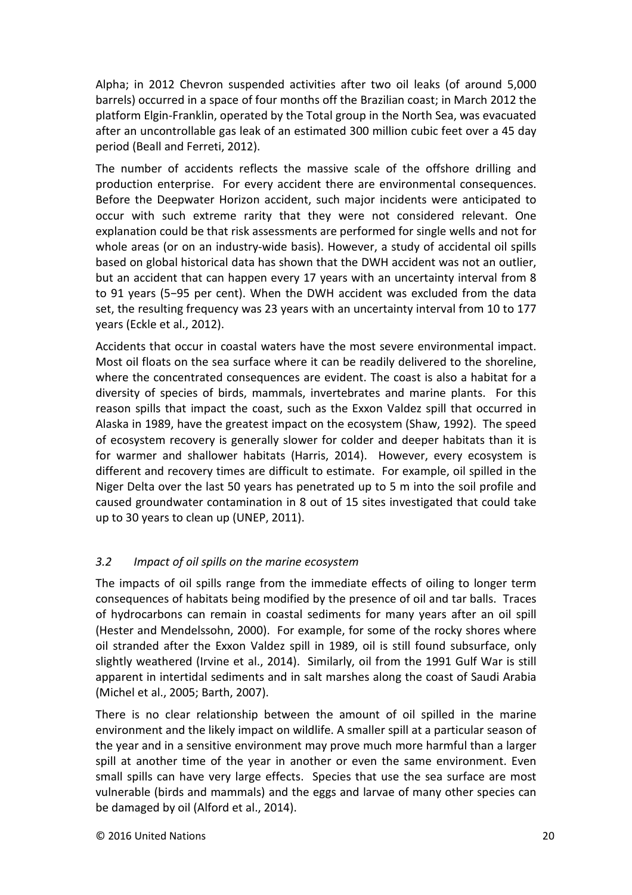Alpha; in 2012 Chevron suspended activities after two oil leaks (of around 5,000 barrels) occurred in a space of four months off the Brazilian coast; in March 2012 the platform Elgin-Franklin, operated by the Total group in the North Sea, was evacuated after an uncontrollable gas leak of an estimated 300 million cubic feet over a 45 day period (Beall and Ferreti, 2012).

The number of accidents reflects the massive scale of the offshore drilling and production enterprise. For every accident there are environmental consequences. Before the Deepwater Horizon accident, such major incidents were anticipated to occur with such extreme rarity that they were not considered relevant. One explanation could be that risk assessments are performed for single wells and not for whole areas (or on an industry-wide basis). However, a study of accidental oil spills based on global historical data has shown that the DWH accident was not an outlier, but an accident that can happen every 17 years with an uncertainty interval from 8 to 91 years (5−95 per cent). When the DWH accident was excluded from the data set, the resulting frequency was 23 years with an uncertainty interval from 10 to 177 years (Eckle et al., 2012).

Accidents that occur in coastal waters have the most severe environmental impact. Most oil floats on the sea surface where it can be readily delivered to the shoreline, where the concentrated consequences are evident. The coast is also a habitat for a diversity of species of birds, mammals, invertebrates and marine plants. For this reason spills that impact the coast, such as the Exxon Valdez spill that occurred in Alaska in 1989, have the greatest impact on the ecosystem (Shaw, 1992). The speed of ecosystem recovery is generally slower for colder and deeper habitats than it is for warmer and shallower habitats (Harris, 2014). However, every ecosystem is different and recovery times are difficult to estimate. For example, oil spilled in the Niger Delta over the last 50 years has penetrated up to 5 m into the soil profile and caused groundwater contamination in 8 out of 15 sites investigated that could take up to 30 years to clean up (UNEP, 2011).

### *3.2 Impact of oil spills on the marine ecosystem*

The impacts of oil spills range from the immediate effects of oiling to longer term consequences of habitats being modified by the presence of oil and tar balls. Traces of hydrocarbons can remain in coastal sediments for many years after an oil spill (Hester and Mendelssohn, 2000). For example, for some of the rocky shores where oil stranded after the Exxon Valdez spill in 1989, oil is still found subsurface, only slightly weathered (Irvine et al., 2014). Similarly, oil from the 1991 Gulf War is still apparent in intertidal sediments and in salt marshes along the coast of Saudi Arabia (Michel et al., 2005; Barth, 2007).

There is no clear relationship between the amount of oil spilled in the marine environment and the likely impact on wildlife. A smaller spill at a particular season of the year and in a sensitive environment may prove much more harmful than a larger spill at another time of the year in another or even the same environment. Even small spills can have very large effects. Species that use the sea surface are most vulnerable (birds and mammals) and the eggs and larvae of many other species can be damaged by oil (Alford et al., 2014).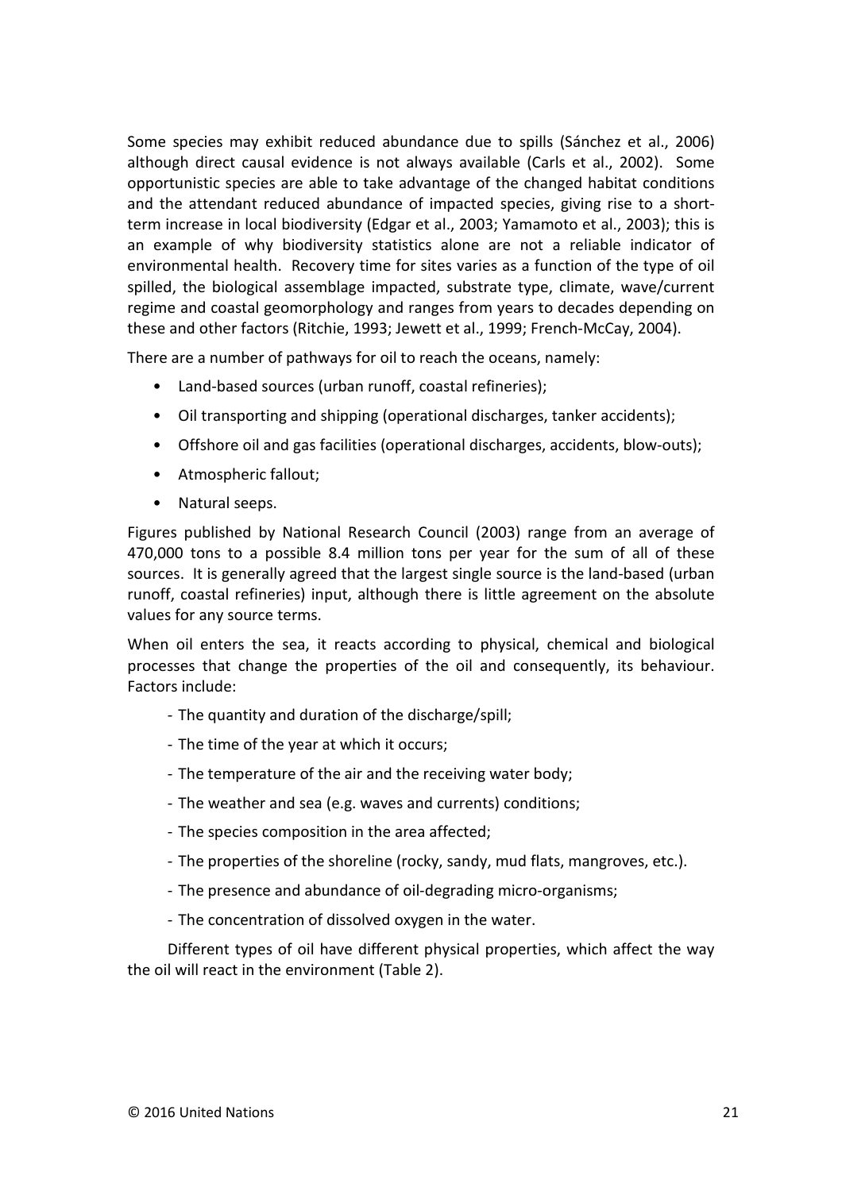Some species may exhibit reduced abundance due to spills (Sánchez et al., 2006) although direct causal evidence is not always available (Carls et al., 2002). Some opportunistic species are able to take advantage of the changed habitat conditions and the attendant reduced abundance of impacted species, giving rise to a short-term increase in local biodiversity (Edgar et al., 2003; Yamamoto et al., 2003); this is an example of why biodiversity statistics alone are not a reliable indicator of environmental health. Recovery time for sites varies as a function of the type of oil spilled, the biological assemblage impacted, substrate type, climate, wave/current regime and coastal geomorphology and ranges from years to decades depending on these and other factors (Ritchie, 1993; Jewett et al., 1999; French-McCay, 2004).

There are a number of pathways for oil to reach the oceans, namely:

- Land-based sources (urban runoff, coastal refineries);
- Oil transporting and shipping (operational discharges, tanker accidents);
- Offshore oil and gas facilities (operational discharges, accidents, blow-outs);
- Atmospheric fallout;
- Natural seeps.

Figures published by National Research Council (2003) range from an average of 470,000 tons to a possible 8.4 million tons per year for the sum of all of these sources. It is generally agreed that the largest single source is the land-based (urban runoff, coastal refineries) input, although there is little agreement on the absolute values for any source terms.

When oil enters the sea, it reacts according to physical, chemical and biological processes that change the properties of the oil and consequently, its behaviour. Factors include:

- The quantity and duration of the discharge/spill;
- The time of the year at which it occurs;
- The temperature of the air and the receiving water body;
- The weather and sea (e.g. waves and currents) conditions;
- The species composition in the area affected;
- The properties of the shoreline (rocky, sandy, mud flats, mangroves, etc.).
- The presence and abundance of oil-degrading micro-organisms;
- The concentration of dissolved oxygen in the water.

Different types of oil have different physical properties, which affect the way the oil will react in the environment (Table 2).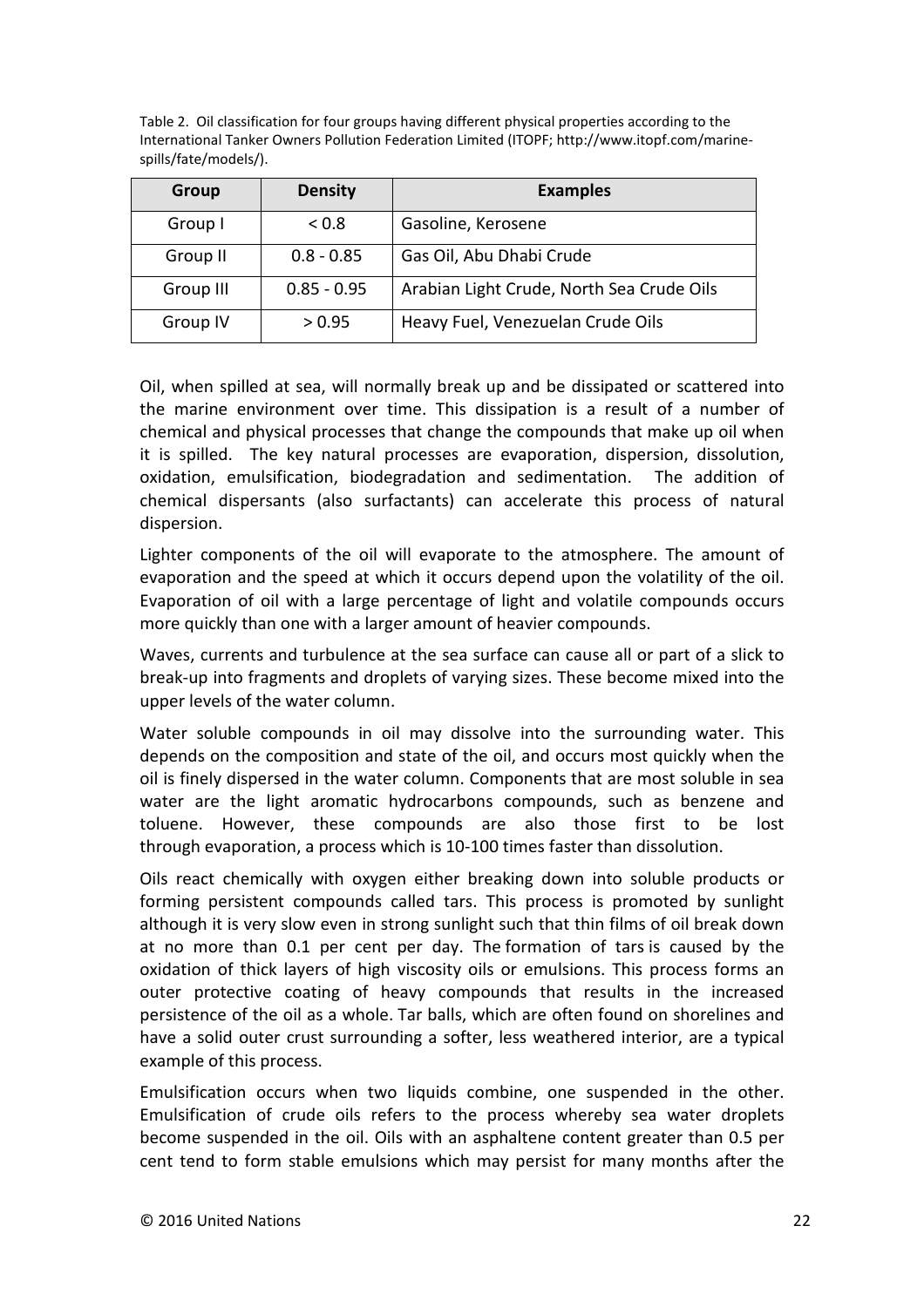Table 2. Oil classification for four groups having different physical properties according to the International Tanker Owners Pollution Federation Limited (ITOPF; http://www.itopf.com/marine-spills/fate/models/).

| Group | Density | Examples |
|---|---|---|
| Group I | < 0.8 | Gasoline, Kerosene |
| Group II | 0.8 - 0.85 | Gas Oil, Abu Dhabi Crude |
| Group III | 0.85 - 0.95 | Arabian Light Crude, North Sea Crude Oils |
| Group IV | > 0.95 | Heavy Fuel, Venezuelan Crude Oils |

Oil, when spilled at sea, will normally break up and be dissipated or scattered into the marine environment over time. This dissipation is a result of a number of chemical and physical processes that change the compounds that make up oil when it is spilled. The key natural processes are evaporation, dispersion, dissolution, oxidation, emulsification, biodegradation and sedimentation. The addition of chemical dispersants (also surfactants) can accelerate this process of natural dispersion.

Lighter components of the oil will evaporate to the atmosphere. The amount of evaporation and the speed at which it occurs depend upon the volatility of the oil. Evaporation of oil with a large percentage of light and volatile compounds occurs more quickly than one with a larger amount of heavier compounds.

Waves, currents and turbulence at the sea surface can cause all or part of a slick to break-up into fragments and droplets of varying sizes. These become mixed into the upper levels of the water column.

Water soluble compounds in oil may dissolve into the surrounding water. This depends on the composition and state of the oil, and occurs most quickly when the oil is finely dispersed in the water column. Components that are most soluble in sea water are the light aromatic hydrocarbons compounds, such as benzene and toluene. However, these compounds are also those first to be lost through evaporation, a process which is 10-100 times faster than dissolution.

Oils react chemically with oxygen either breaking down into soluble products or forming persistent compounds called tars. This process is promoted by sunlight although it is very slow even in strong sunlight such that thin films of oil break down at no more than 0.1 per cent per day. The formation of tars is caused by the oxidation of thick layers of high viscosity oils or emulsions. This process forms an outer protective coating of heavy compounds that results in the increased persistence of the oil as a whole. Tar balls, which are often found on shorelines and have a solid outer crust surrounding a softer, less weathered interior, are a typical example of this process.

Emulsification occurs when two liquids combine, one suspended in the other. Emulsification of crude oils refers to the process whereby sea water droplets become suspended in the oil. Oils with an asphaltene content greater than 0.5 per cent tend to form stable emulsions which may persist for many months after the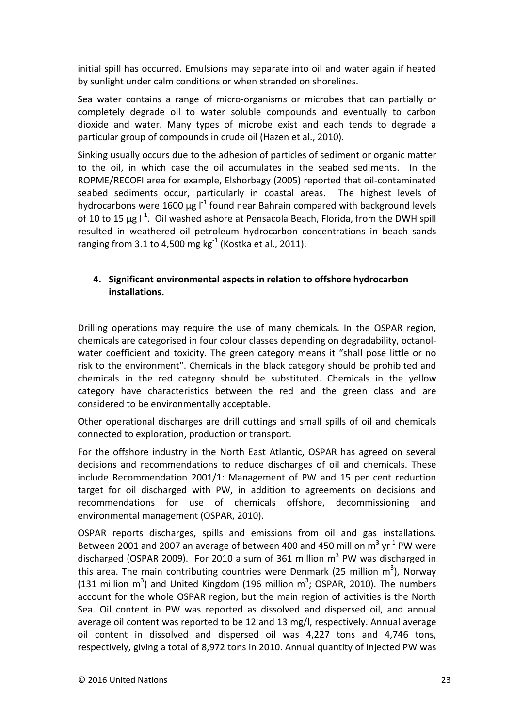initial spill has occurred. Emulsions may separate into oil and water again if heated by sunlight under calm conditions or when stranded on shorelines.

Sea water contains a range of micro-organisms or microbes that can partially or completely degrade oil to water soluble compounds and eventually to carbon dioxide and water. Many types of microbe exist and each tends to degrade a particular group of compounds in crude oil (Hazen et al., 2010).

Sinking usually occurs due to the adhesion of particles of sediment or organic matter to the oil, in which case the oil accumulates in the seabed sediments. In the ROPME/RECOFI area for example, Elshorbagy (2005) reported that oil-contaminated seabed sediments occur, particularly in coastal areas. The highest levels of hydrocarbons were 1600 µg $l^{-1}$ found near Bahrain compared with background levels of 10 to 15 µg $l^{-1}$. Oil washed ashore at Pensacola Beach, Florida, from the DWH spill resulted in weathered oil petroleum hydrocarbon concentrations in beach sands ranging from 3.1 to 4,500 mg $kg^{-1}$ (Kostka et al., 2011).

## 4. Significant environmental aspects in relation to offshore hydrocarbon installations.

Drilling operations may require the use of many chemicals. In the OSPAR region, chemicals are categorised in four colour classes depending on degradability, octanol-water coefficient and toxicity. The green category means it "shall pose little or no risk to the environment". Chemicals in the black category should be prohibited and chemicals in the red category should be substituted. Chemicals in the yellow category have characteristics between the red and the green class and are considered to be environmentally acceptable.

Other operational discharges are drill cuttings and small spills of oil and chemicals connected to exploration, production or transport.

For the offshore industry in the North East Atlantic, OSPAR has agreed on several decisions and recommendations to reduce discharges of oil and chemicals. These include Recommendation 2001/1: Management of PW and 15 per cent reduction target for oil discharged with PW, in addition to agreements on decisions and recommendations for use of chemicals offshore, decommissioning and environmental management (OSPAR, 2010).

OSPAR reports discharges, spills and emissions from oil and gas installations. Between 2001 and 2007 an average of between 400 and 450 million $m^3$ $yr^{-1}$ PW were discharged (OSPAR 2009). For 2010 a sum of 361 million $m^3$ PW was discharged in this area. The main contributing countries were Denmark (25 million $m^3$), Norway (131 million $m^3$) and United Kingdom (196 million $m^3$; OSPAR, 2010). The numbers account for the whole OSPAR region, but the main region of activities is the North Sea. Oil content in PW was reported as dissolved and dispersed oil, and annual average oil content was reported to be 12 and 13 mg/l, respectively. Annual average oil content in dissolved and dispersed oil was 4,227 tons and 4,746 tons, respectively, giving a total of 8,972 tons in 2010. Annual quantity of injected PW was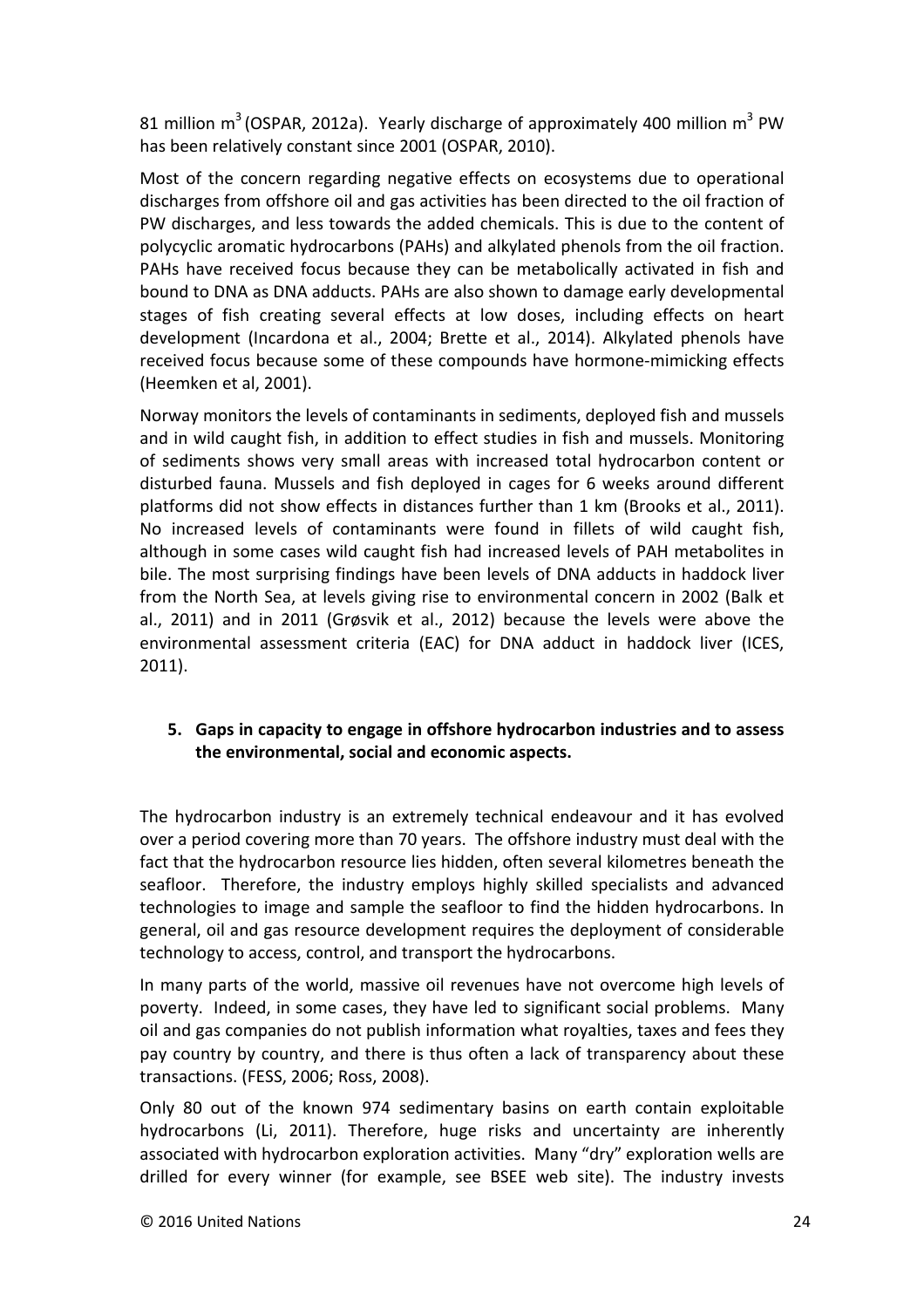81 million $m^3$ (OSPAR, 2012a). Yearly discharge of approximately 400 million $m^3$ PW has been relatively constant since 2001 (OSPAR, 2010).

Most of the concern regarding negative effects on ecosystems due to operational discharges from offshore oil and gas activities has been directed to the oil fraction of PW discharges, and less towards the added chemicals. This is due to the content of polycyclic aromatic hydrocarbons (PAHs) and alkylated phenols from the oil fraction. PAHs have received focus because they can be metabolically activated in fish and bound to DNA as DNA adducts. PAHs are also shown to damage early developmental stages of fish creating several effects at low doses, including effects on heart development (Incardona et al., 2004; Brette et al., 2014). Alkylated phenols have received focus because some of these compounds have hormone-mimicking effects (Heemken et al, 2001).

Norway monitors the levels of contaminants in sediments, deployed fish and mussels and in wild caught fish, in addition to effect studies in fish and mussels. Monitoring of sediments shows very small areas with increased total hydrocarbon content or disturbed fauna. Mussels and fish deployed in cages for 6 weeks around different platforms did not show effects in distances further than 1 km (Brooks et al., 2011). No increased levels of contaminants were found in fillets of wild caught fish, although in some cases wild caught fish had increased levels of PAH metabolites in bile. The most surprising findings have been levels of DNA adducts in haddock liver from the North Sea, at levels giving rise to environmental concern in 2002 (Balk et al., 2011) and in 2011 (Grøsvik et al., 2012) because the levels were above the environmental assessment criteria (EAC) for DNA adduct in haddock liver (ICES, 2011).

## 5. Gaps in capacity to engage in offshore hydrocarbon industries and to assess the environmental, social and economic aspects.

The hydrocarbon industry is an extremely technical endeavour and it has evolved over a period covering more than 70 years. The offshore industry must deal with the fact that the hydrocarbon resource lies hidden, often several kilometres beneath the seafloor. Therefore, the industry employs highly skilled specialists and advanced technologies to image and sample the seafloor to find the hidden hydrocarbons. In general, oil and gas resource development requires the deployment of considerable technology to access, control, and transport the hydrocarbons.

In many parts of the world, massive oil revenues have not overcome high levels of poverty. Indeed, in some cases, they have led to significant social problems. Many oil and gas companies do not publish information what royalties, taxes and fees they pay country by country, and there is thus often a lack of transparency about these transactions. (FESS, 2006; Ross, 2008).

Only 80 out of the known 974 sedimentary basins on earth contain exploitable hydrocarbons (Li, 2011). Therefore, huge risks and uncertainty are inherently associated with hydrocarbon exploration activities. Many "dry" exploration wells are drilled for every winner (for example, see BSEE web site). The industry invests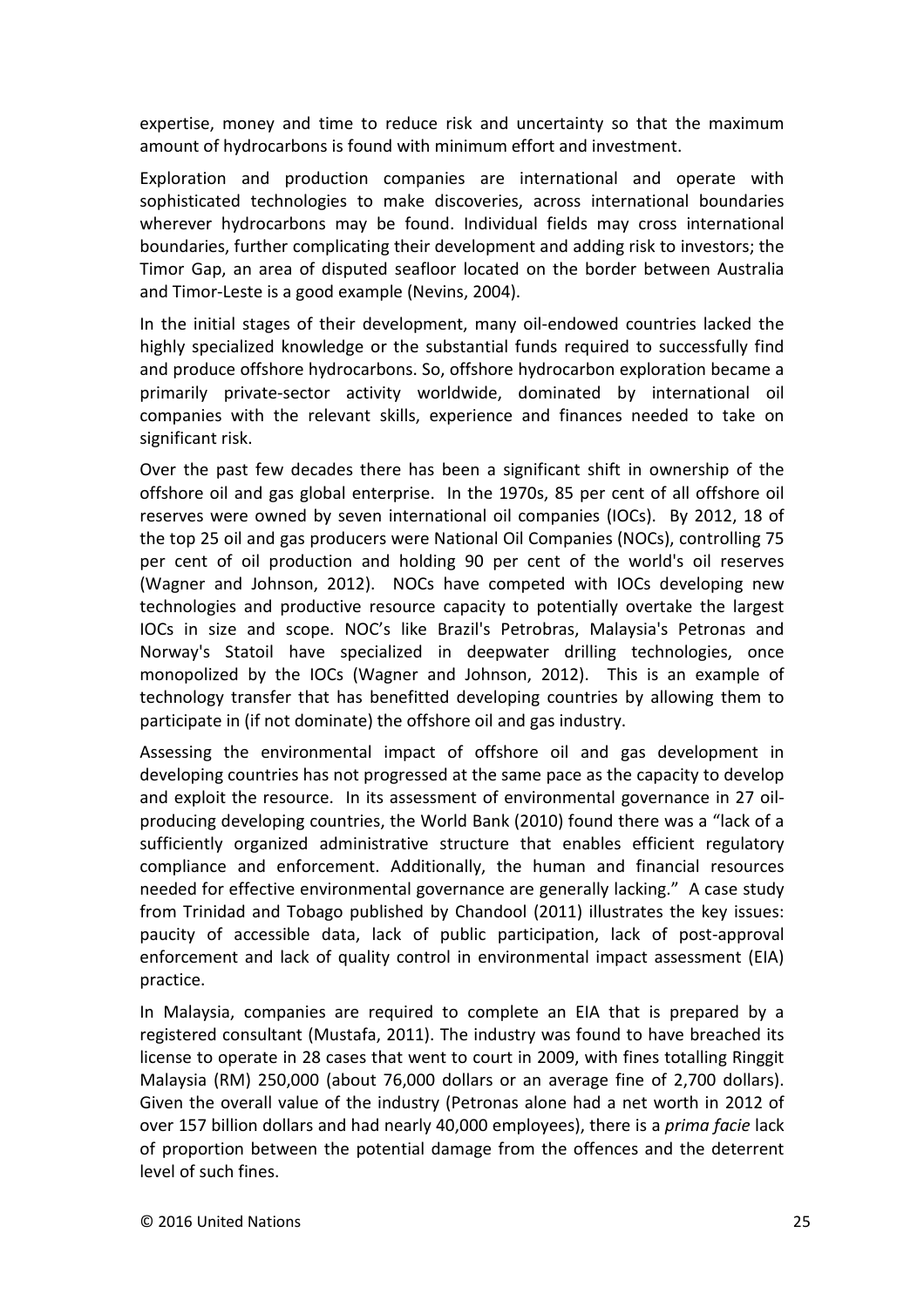expertise, money and time to reduce risk and uncertainty so that the maximum amount of hydrocarbons is found with minimum effort and investment.

Exploration and production companies are international and operate with sophisticated technologies to make discoveries, across international boundaries wherever hydrocarbons may be found. Individual fields may cross international boundaries, further complicating their development and adding risk to investors; the Timor Gap, an area of disputed seafloor located on the border between Australia and Timor-Leste is a good example (Nevins, 2004).

In the initial stages of their development, many oil-endowed countries lacked the highly specialized knowledge or the substantial funds required to successfully find and produce offshore hydrocarbons. So, offshore hydrocarbon exploration became a primarily private-sector activity worldwide, dominated by international oil companies with the relevant skills, experience and finances needed to take on significant risk.

Over the past few decades there has been a significant shift in ownership of the offshore oil and gas global enterprise. In the 1970s, 85 per cent of all offshore oil reserves were owned by seven international oil companies (IOCs). By 2012, 18 of the top 25 oil and gas producers were National Oil Companies (NOCs), controlling 75 per cent of oil production and holding 90 per cent of the world's oil reserves (Wagner and Johnson, 2012). NOCs have competed with IOCs developing new technologies and productive resource capacity to potentially overtake the largest IOCs in size and scope. NOC's like Brazil's Petrobras, Malaysia's Petronas and Norway's Statoil have specialized in deepwater drilling technologies, once monopolized by the IOCs (Wagner and Johnson, 2012). This is an example of technology transfer that has benefitted developing countries by allowing them to participate in (if not dominate) the offshore oil and gas industry.

Assessing the environmental impact of offshore oil and gas development in developing countries has not progressed at the same pace as the capacity to develop and exploit the resource. In its assessment of environmental governance in 27 oil-producing developing countries, the World Bank (2010) found there was a "lack of a sufficiently organized administrative structure that enables efficient regulatory compliance and enforcement. Additionally, the human and financial resources needed for effective environmental governance are generally lacking." A case study from Trinidad and Tobago published by Chandool (2011) illustrates the key issues: paucity of accessible data, lack of public participation, lack of post-approval enforcement and lack of quality control in environmental impact assessment (EIA) practice.

In Malaysia, companies are required to complete an EIA that is prepared by a registered consultant (Mustafa, 2011). The industry was found to have breached its license to operate in 28 cases that went to court in 2009, with fines totalling Ringgit Malaysia (RM) 250,000 (about 76,000 dollars or an average fine of 2,700 dollars). Given the overall value of the industry (Petronas alone had a net worth in 2012 of over 157 billion dollars and had nearly 40,000 employees), there is a *prima facie* lack of proportion between the potential damage from the offences and the deterrent level of such fines.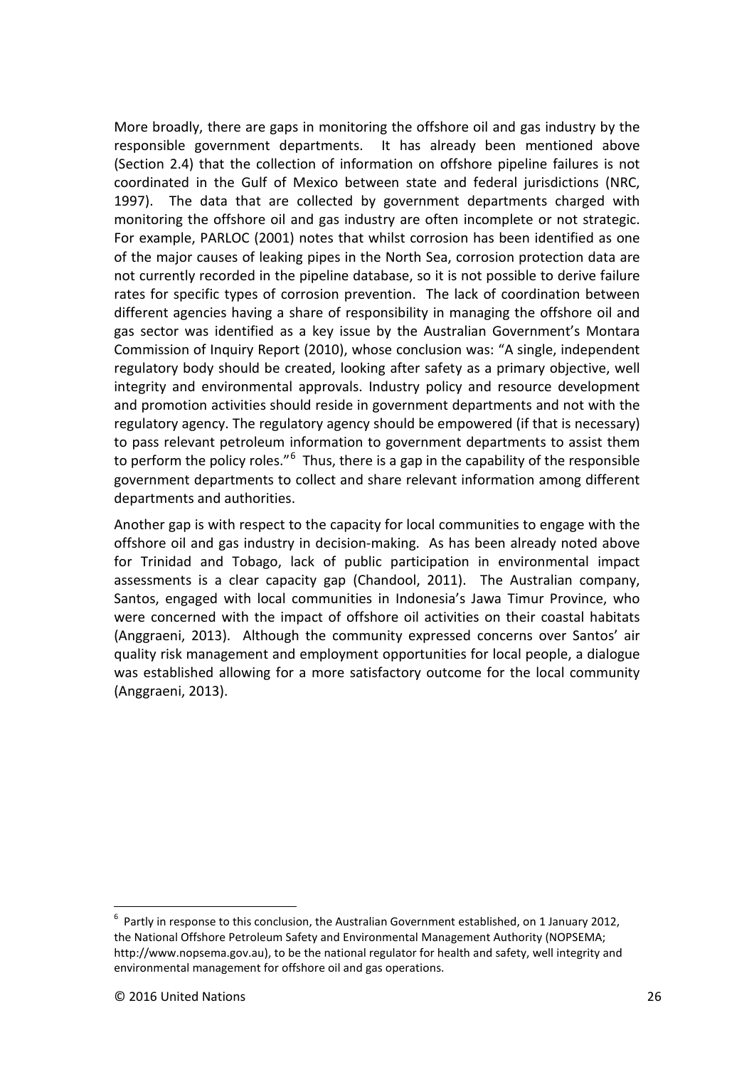More broadly, there are gaps in monitoring the offshore oil and gas industry by the responsible government departments. It has already been mentioned above (Section 2.4) that the collection of information on offshore pipeline failures is not coordinated in the Gulf of Mexico between state and federal jurisdictions (NRC, 1997). The data that are collected by government departments charged with monitoring the offshore oil and gas industry are often incomplete or not strategic. For example, PARLOC (2001) notes that whilst corrosion has been identified as one of the major causes of leaking pipes in the North Sea, corrosion protection data are not currently recorded in the pipeline database, so it is not possible to derive failure rates for specific types of corrosion prevention. The lack of coordination between different agencies having a share of responsibility in managing the offshore oil and gas sector was identified as a key issue by the Australian Government's Montara Commission of Inquiry Report (2010), whose conclusion was: "A single, independent regulatory body should be created, looking after safety as a primary objective, well integrity and environmental approvals. Industry policy and resource development and promotion activities should reside in government departments and not with the regulatory agency. The regulatory agency should be empowered (if that is necessary) to pass relevant petroleum information to government departments to assist them to perform the policy roles."[6] Thus, there is a gap in the capability of the responsible government departments to collect and share relevant information among different departments and authorities.

Another gap is with respect to the capacity for local communities to engage with the offshore oil and gas industry in decision-making. As has been already noted above for Trinidad and Tobago, lack of public participation in environmental impact assessments is a clear capacity gap (Chandool, 2011). The Australian company, Santos, engaged with local communities in Indonesia's Jawa Timur Province, who were concerned with the impact of offshore oil activities on their coastal habitats (Anggraeni, 2013). Although the community expressed concerns over Santos' air quality risk management and employment opportunities for local people, a dialogue was established allowing for a more satisfactory outcome for the local community (Anggraeni, 2013).

[6] Partly in response to this conclusion, the Australian Government established, on 1 January 2012, the National Offshore Petroleum Safety and Environmental Management Authority (NOPSEMA; http://www.nopsema.gov.au), to be the national regulator for health and safety, well integrity and environmental management for offshore oil and gas operations.

© 2016 United Nations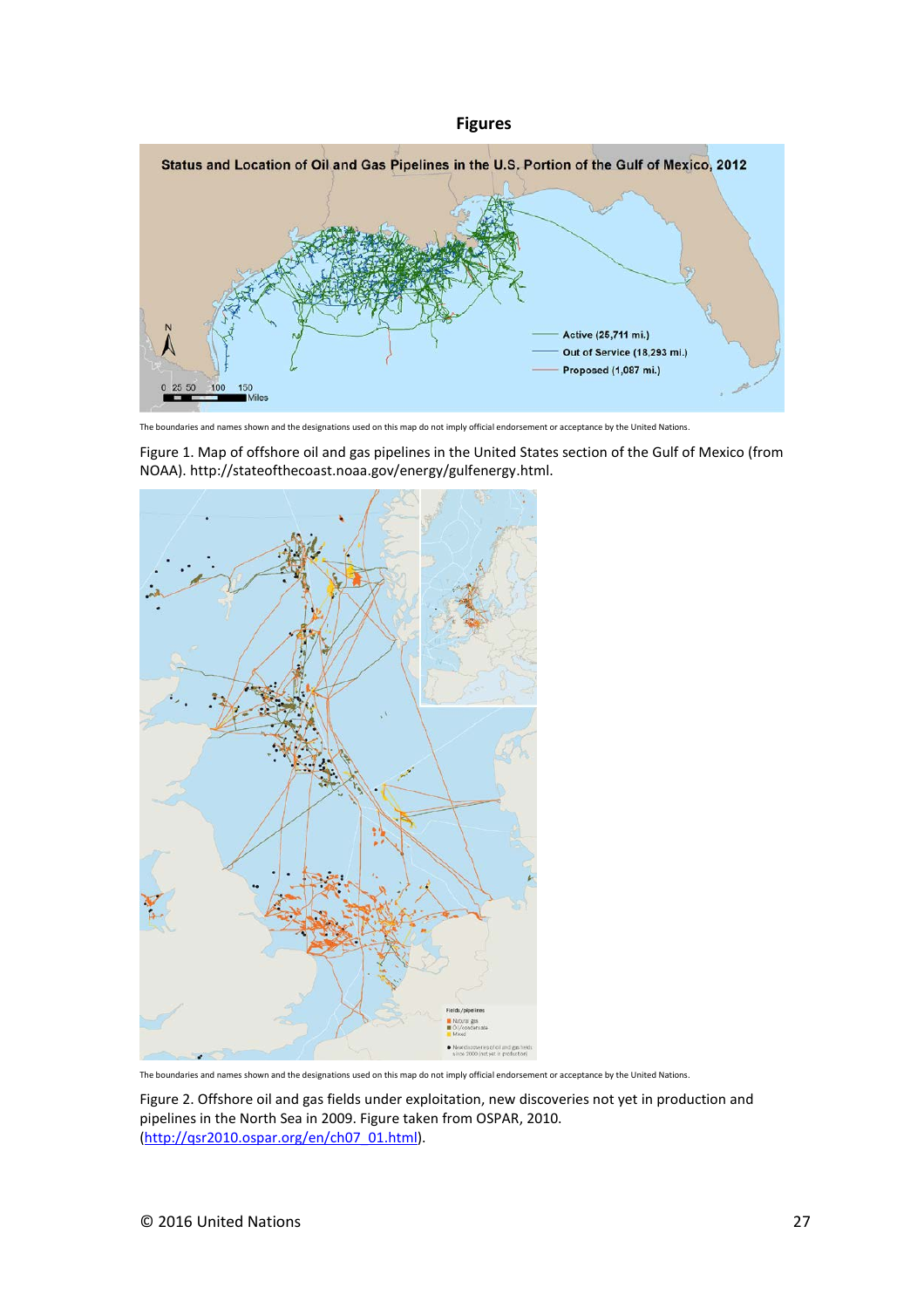**Figures**

The boundaries and names shown and the designations used on this map do not imply official endorsement or acceptance by the United Nations.

Figure 1. Map of offshore oil and gas pipelines in the United States section of the Gulf of Mexico (from NOAA). http://stateofthecoast.noaa.gov/energy/gulfenergy.html.

The boundaries and names shown and the designations used on this map do not imply official endorsement or acceptance by the United Nations.

Figure 2. Offshore oil and gas fields under exploitation, new discoveries not yet in production and pipelines in the North Sea in 2009. Figure taken from OSPAR, 2010. (http://qsr2010.ospar.org/en/ch07_01.html).

© 2016 United Nations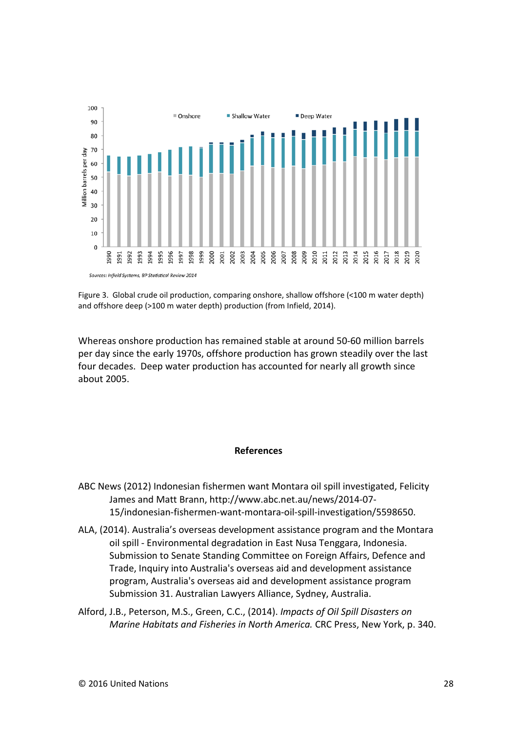Sources: Infield Systems, BP Statistical Review 2014

Figure 3. Global crude oil production, comparing onshore, shallow offshore (<100 m water depth) and offshore deep (>100 m water depth) production (from Infield, 2014).

Whereas onshore production has remained stable at around 50-60 million barrels per day since the early 1970s, offshore production has grown steadily over the last four decades. Deep water production has accounted for nearly all growth since about 2005.

## References

ABC News (2012) Indonesian fishermen want Montara oil spill investigated, Felicity James and Matt Brann, http://www.abc.net.au/news/2014-07-15/indonesian-fishermen-want-montara-oil-spill-investigation/5598650.

ALA, (2014). Australia's overseas development assistance program and the Montara oil spill - Environmental degradation in East Nusa Tenggara, Indonesia. Submission to Senate Standing Committee on Foreign Affairs, Defence and Trade, Inquiry into Australia's overseas aid and development assistance program, Australia's overseas aid and development assistance program Submission 31. Australian Lawyers Alliance, Sydney, Australia.

Alford, J.B., Peterson, M.S., Green, C.C., (2014). *Impacts of Oil Spill Disasters on Marine Habitats and Fisheries in North America.* CRC Press, New York, p. 340.

© 2016 United Nations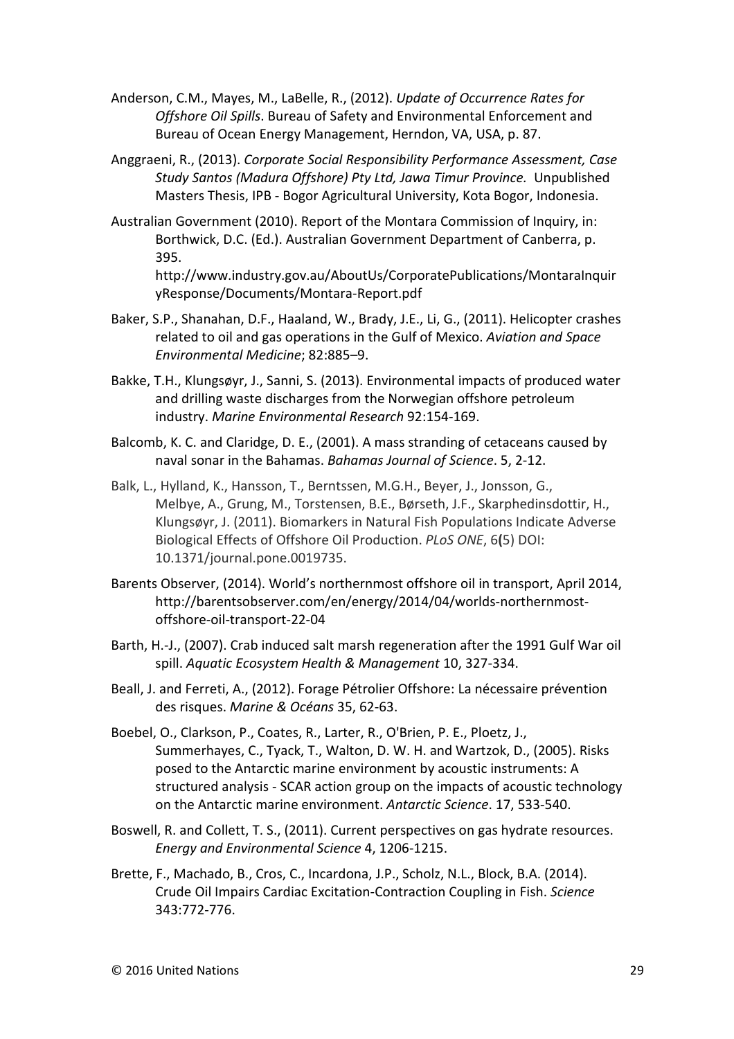Anderson, C.M., Mayes, M., LaBelle, R., (2012). *Update of Occurrence Rates for Offshore Oil Spills*. Bureau of Safety and Environmental Enforcement and Bureau of Ocean Energy Management, Herndon, VA, USA, p. 87.

Anggraeni, R., (2013). *Corporate Social Responsibility Performance Assessment, Case Study Santos (Madura Offshore) Pty Ltd, Jawa Timur Province.* Unpublished Masters Thesis, IPB - Bogor Agricultural University, Kota Bogor, Indonesia.

Australian Government (2010). Report of the Montara Commission of Inquiry, in: Borthwick, D.C. (Ed.). Australian Government Department of Canberra, p. 395. http://www.industry.gov.au/AboutUs/CorporatePublications/MontaraInquiryResponse/Documents/Montara-Report.pdf

Baker, S.P., Shanahan, D.F., Haaland, W., Brady, J.E., Li, G., (2011). Helicopter crashes related to oil and gas operations in the Gulf of Mexico. *Aviation and Space Environmental Medicine*; 82:885–9.

Bakke, T.H., Klungsøyr, J., Sanni, S. (2013). Environmental impacts of produced water and drilling waste discharges from the Norwegian offshore petroleum industry. *Marine Environmental Research* 92:154-169.

Balcomb, K. C. and Claridge, D. E., (2001). A mass stranding of cetaceans caused by naval sonar in the Bahamas. *Bahamas Journal of Science*. 5, 2-12.

Balk, L., Hylland, K., Hansson, T., Berntssen, M.G.H., Beyer, J., Jonsson, G., Melbye, A., Grung, M., Torstensen, B.E., Børseth, J.F., Skarphedinsdottir, H., Klungsøyr, J. (2011). Biomarkers in Natural Fish Populations Indicate Adverse Biological Effects of Offshore Oil Production. *PLoS ONE*, 6(5) DOI: 10.1371/journal.pone.0019735.

Barents Observer, (2014). World's northernmost offshore oil in transport, April 2014, http://barentsobserver.com/en/energy/2014/04/worlds-northernmost-offshore-oil-transport-22-04

Barth, H.-J., (2007). Crab induced salt marsh regeneration after the 1991 Gulf War oil spill. *Aquatic Ecosystem Health & Management* 10, 327-334.

Beall, J. and Ferreti, A., (2012). Forage Pétrolier Offshore: La nécessaire prévention des risques. *Marine & Océans* 35, 62-63.

Boebel, O., Clarkson, P., Coates, R., Larter, R., O'Brien, P. E., Ploetz, J., Summerhayes, C., Tyack, T., Walton, D. W. H. and Wartzok, D., (2005). Risks posed to the Antarctic marine environment by acoustic instruments: A structured analysis - SCAR action group on the impacts of acoustic technology on the Antarctic marine environment. *Antarctic Science*. 17, 533-540.

Boswell, R. and Collett, T. S., (2011). Current perspectives on gas hydrate resources. *Energy and Environmental Science* 4, 1206-1215.

Brette, F., Machado, B., Cros, C., Incardona, J.P., Scholz, N.L., Block, B.A. (2014). Crude Oil Impairs Cardiac Excitation-Contraction Coupling in Fish. *Science* 343:772-776.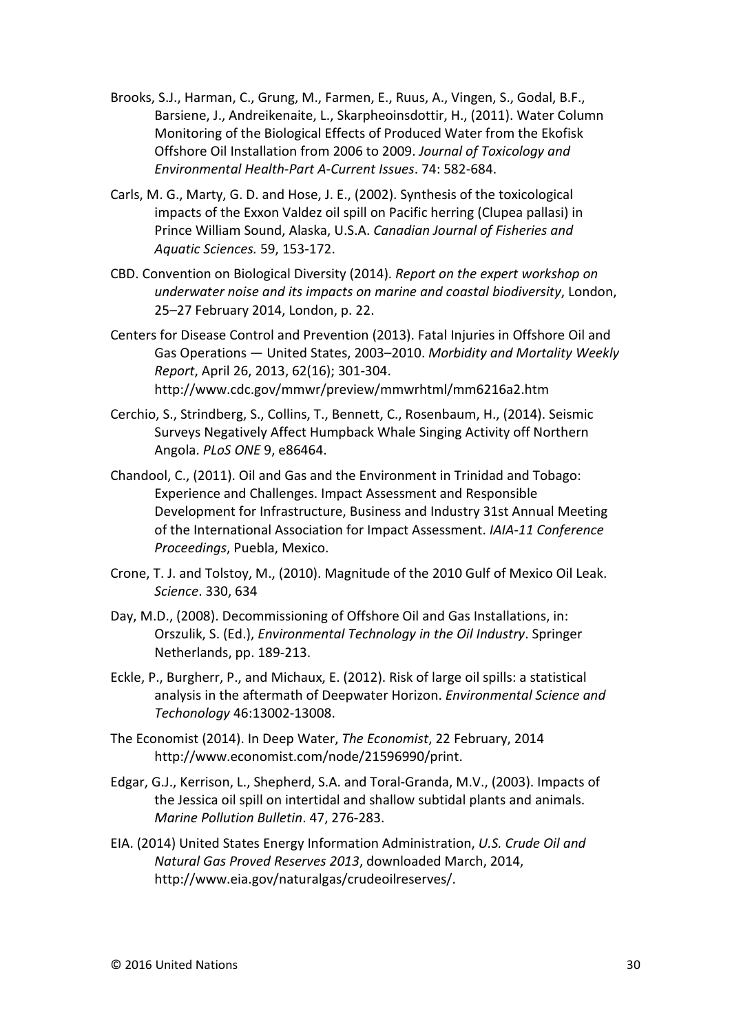Brooks, S.J., Harman, C., Grung, M., Farmen, E., Ruus, A., Vingen, S., Godal, B.F., Barsiene, J., Andreikenaite, L., Skarpheoinsdottir, H., (2011). Water Column Monitoring of the Biological Effects of Produced Water from the Ekofisk Offshore Oil Installation from 2006 to 2009. *Journal of Toxicology and Environmental Health-Part A-Current Issues*. 74: 582-684.

Carls, M. G., Marty, G. D. and Hose, J. E., (2002). Synthesis of the toxicological impacts of the Exxon Valdez oil spill on Pacific herring (Clupea pallasi) in Prince William Sound, Alaska, U.S.A. *Canadian Journal of Fisheries and Aquatic Sciences.* 59, 153-172.

CBD. Convention on Biological Diversity (2014). *Report on the expert workshop on underwater noise and its impacts on marine and coastal biodiversity*, London, 25–27 February 2014, London, p. 22.

Centers for Disease Control and Prevention (2013). Fatal Injuries in Offshore Oil and Gas Operations — United States, 2003–2010. *Morbidity and Mortality Weekly Report*, April 26, 2013, 62(16); 301-304. http://www.cdc.gov/mmwr/preview/mmwrhtml/mm6216a2.htm

Cerchio, S., Strindberg, S., Collins, T., Bennett, C., Rosenbaum, H., (2014). Seismic Surveys Negatively Affect Humpback Whale Singing Activity off Northern Angola. *PLoS ONE* 9, e86464.

Chandool, C., (2011). Oil and Gas and the Environment in Trinidad and Tobago: Experience and Challenges. Impact Assessment and Responsible Development for Infrastructure, Business and Industry 31st Annual Meeting of the International Association for Impact Assessment. *IAIA-11 Conference Proceedings*, Puebla, Mexico.

Crone, T. J. and Tolstoy, M., (2010). Magnitude of the 2010 Gulf of Mexico Oil Leak. *Science*. 330, 634

Day, M.D., (2008). Decommissioning of Offshore Oil and Gas Installations, in: Orszulik, S. (Ed.), *Environmental Technology in the Oil Industry*. Springer Netherlands, pp. 189-213.

Eckle, P., Burgherr, P., and Michaux, E. (2012). Risk of large oil spills: a statistical analysis in the aftermath of Deepwater Horizon. *Environmental Science and Techonology* 46:13002-13008.

The Economist (2014). In Deep Water, *The Economist*, 22 February, 2014 http://www.economist.com/node/21596990/print.

Edgar, G.J., Kerrison, L., Shepherd, S.A. and Toral-Granda, M.V., (2003). Impacts of the Jessica oil spill on intertidal and shallow subtidal plants and animals. *Marine Pollution Bulletin*. 47, 276-283.

EIA. (2014) United States Energy Information Administration, *U.S. Crude Oil and Natural Gas Proved Reserves 2013*, downloaded March, 2014, http://www.eia.gov/naturalgas/crudeoilreserves/.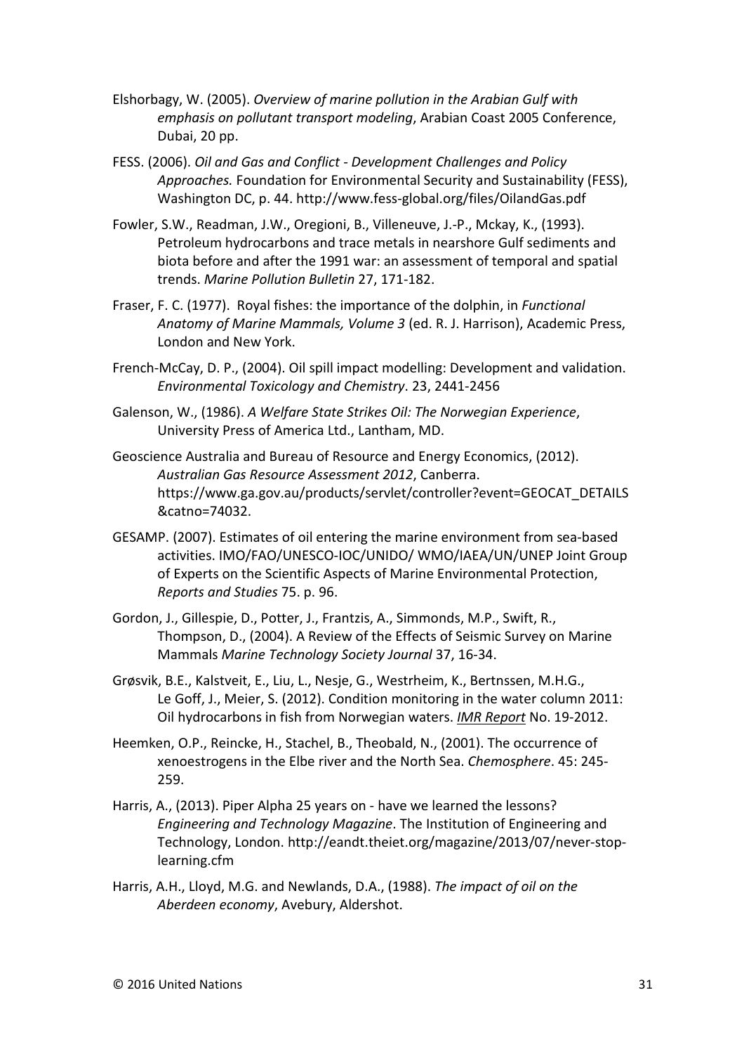Elshorbagy, W. (2005). *Overview of marine pollution in the Arabian Gulf with emphasis on pollutant transport modeling*, Arabian Coast 2005 Conference, Dubai, 20 pp.

FESS. (2006). *Oil and Gas and Conflict - Development Challenges and Policy Approaches.* Foundation for Environmental Security and Sustainability (FESS), Washington DC, p. 44. http://www.fess-global.org/files/OilandGas.pdf

Fowler, S.W., Readman, J.W., Oregioni, B., Villeneuve, J.-P., Mckay, K., (1993). Petroleum hydrocarbons and trace metals in nearshore Gulf sediments and biota before and after the 1991 war: an assessment of temporal and spatial trends. *Marine Pollution Bulletin* 27, 171-182.

Fraser, F. C. (1977). Royal fishes: the importance of the dolphin, in *Functional Anatomy of Marine Mammals, Volume 3* (ed. R. J. Harrison), Academic Press, London and New York.

French-McCay, D. P., (2004). Oil spill impact modelling: Development and validation. *Environmental Toxicology and Chemistry*. 23, 2441-2456

Galenson, W., (1986). *A Welfare State Strikes Oil: The Norwegian Experience*, University Press of America Ltd., Lantham, MD.

Geoscience Australia and Bureau of Resource and Energy Economics, (2012). *Australian Gas Resource Assessment 2012*, Canberra. https://www.ga.gov.au/products/servlet/controller?event=GEOCAT_DETAILS&catno=74032.

GESAMP. (2007). Estimates of oil entering the marine environment from sea-based activities. IMO/FAO/UNESCO-IOC/UNIDO/ WMO/IAEA/UN/UNEP Joint Group of Experts on the Scientific Aspects of Marine Environmental Protection, *Reports and Studies* 75. p. 96.

Gordon, J., Gillespie, D., Potter, J., Frantzis, A., Simmonds, M.P., Swift, R., Thompson, D., (2004). A Review of the Effects of Seismic Survey on Marine Mammals *Marine Technology Society Journal* 37, 16-34.

Grøsvik, B.E., Kalstveit, E., Liu, L., Nesje, G., Westrheim, K., Bertnssen, M.H.G., Le Goff, J., Meier, S. (2012). Condition monitoring in the water column 2011: Oil hydrocarbons in fish from Norwegian waters. *IMR Report* No. 19-2012.

Heemken, O.P., Reincke, H., Stachel, B., Theobald, N., (2001). The occurrence of xenoestrogens in the Elbe river and the North Sea. *Chemosphere*. 45: 245-259.

Harris, A., (2013). Piper Alpha 25 years on - have we learned the lessons? *Engineering and Technology Magazine*. The Institution of Engineering and Technology, London. http://eandt.theiet.org/magazine/2013/07/never-stop-learning.cfm

Harris, A.H., Lloyd, M.G. and Newlands, D.A., (1988). *The impact of oil on the Aberdeen economy*, Avebury, Aldershot.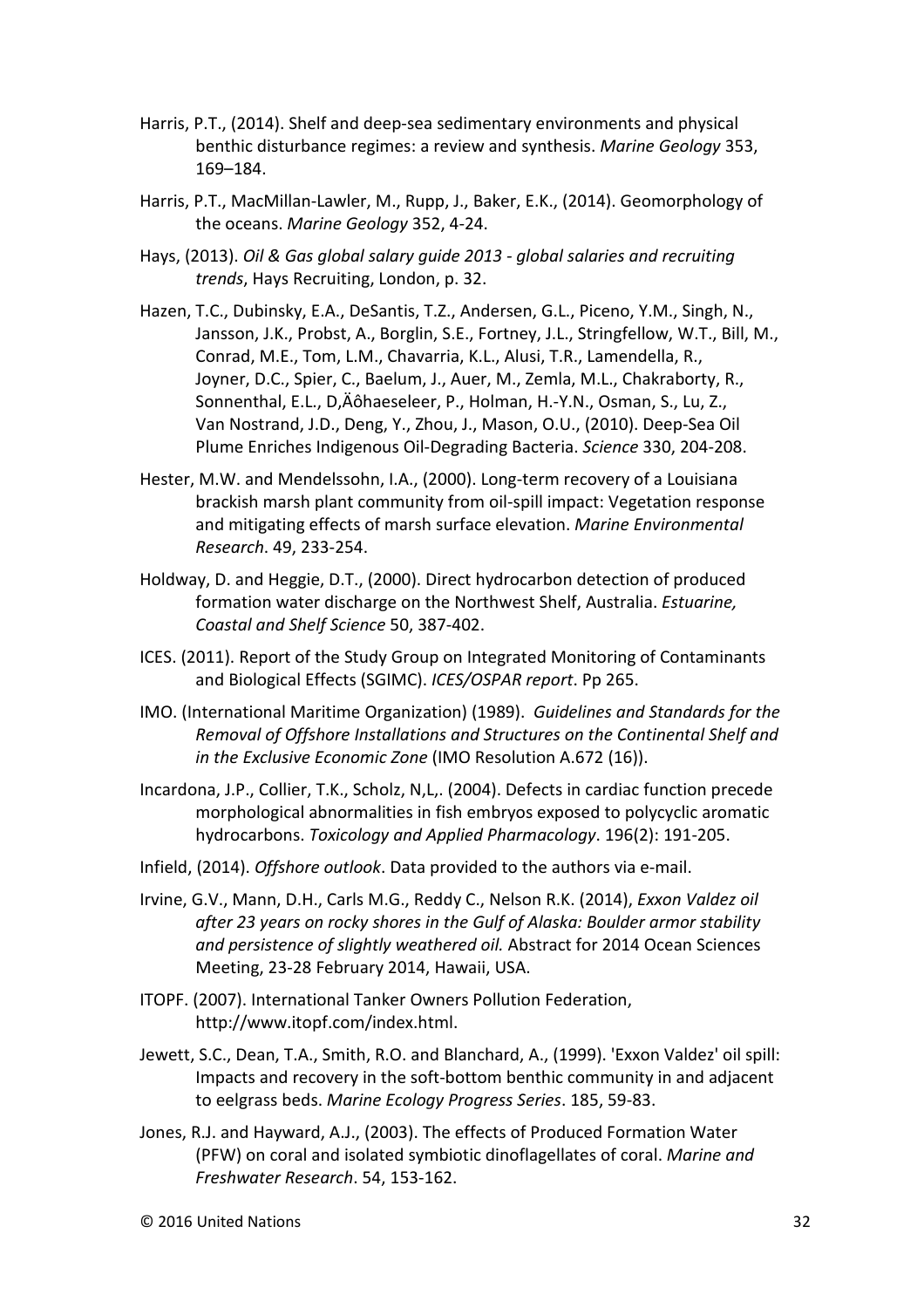Harris, P.T., (2014). Shelf and deep-sea sedimentary environments and physical benthic disturbance regimes: a review and synthesis. *Marine Geology* 353, 169–184.

Harris, P.T., MacMillan-Lawler, M., Rupp, J., Baker, E.K., (2014). Geomorphology of the oceans. *Marine Geology* 352, 4-24.

Hays, (2013). *Oil & Gas global salary guide 2013 - global salaries and recruiting trends*, Hays Recruiting, London, p. 32.

Hazen, T.C., Dubinsky, E.A., DeSantis, T.Z., Andersen, G.L., Piceno, Y.M., Singh, N., Jansson, J.K., Probst, A., Borglin, S.E., Fortney, J.L., Stringfellow, W.T., Bill, M., Conrad, M.E., Tom, L.M., Chavarria, K.L., Alusi, T.R., Lamendella, R., Joyner, D.C., Spier, C., Baelum, J., Auer, M., Zemla, M.L., Chakraborty, R., Sonnenthal, E.L., D,Äôhaeseleer, P., Holman, H.-Y.N., Osman, S., Lu, Z., Van Nostrand, J.D., Deng, Y., Zhou, J., Mason, O.U., (2010). Deep-Sea Oil Plume Enriches Indigenous Oil-Degrading Bacteria. *Science* 330, 204-208.

Hester, M.W. and Mendelssohn, I.A., (2000). Long-term recovery of a Louisiana brackish marsh plant community from oil-spill impact: Vegetation response and mitigating effects of marsh surface elevation. *Marine Environmental Research*. 49, 233-254.

Holdway, D. and Heggie, D.T., (2000). Direct hydrocarbon detection of produced formation water discharge on the Northwest Shelf, Australia. *Estuarine, Coastal and Shelf Science* 50, 387-402.

ICES. (2011). Report of the Study Group on Integrated Monitoring of Contaminants and Biological Effects (SGIMC). *ICES/OSPAR report*. Pp 265.

IMO. (International Maritime Organization) (1989). *Guidelines and Standards for the Removal of Offshore Installations and Structures on the Continental Shelf and in the Exclusive Economic Zone* (IMO Resolution A.672 (16)).

Incardona, J.P., Collier, T.K., Scholz, N,L,. (2004). Defects in cardiac function precede morphological abnormalities in fish embryos exposed to polycyclic aromatic hydrocarbons. *Toxicology and Applied Pharmacology*. 196(2): 191-205.

Infield, (2014). *Offshore outlook*. Data provided to the authors via e-mail.

Irvine, G.V., Mann, D.H., Carls M.G., Reddy C., Nelson R.K. (2014), *Exxon Valdez oil after 23 years on rocky shores in the Gulf of Alaska: Boulder armor stability and persistence of slightly weathered oil.* Abstract for 2014 Ocean Sciences Meeting, 23-28 February 2014, Hawaii, USA.

ITOPF. (2007). International Tanker Owners Pollution Federation, http://www.itopf.com/index.html.

Jewett, S.C., Dean, T.A., Smith, R.O. and Blanchard, A., (1999). 'Exxon Valdez' oil spill: Impacts and recovery in the soft-bottom benthic community in and adjacent to eelgrass beds. *Marine Ecology Progress Series*. 185, 59-83.

Jones, R.J. and Hayward, A.J., (2003). The effects of Produced Formation Water (PFW) on coral and isolated symbiotic dinoflagellates of coral. *Marine and Freshwater Research*. 54, 153-162.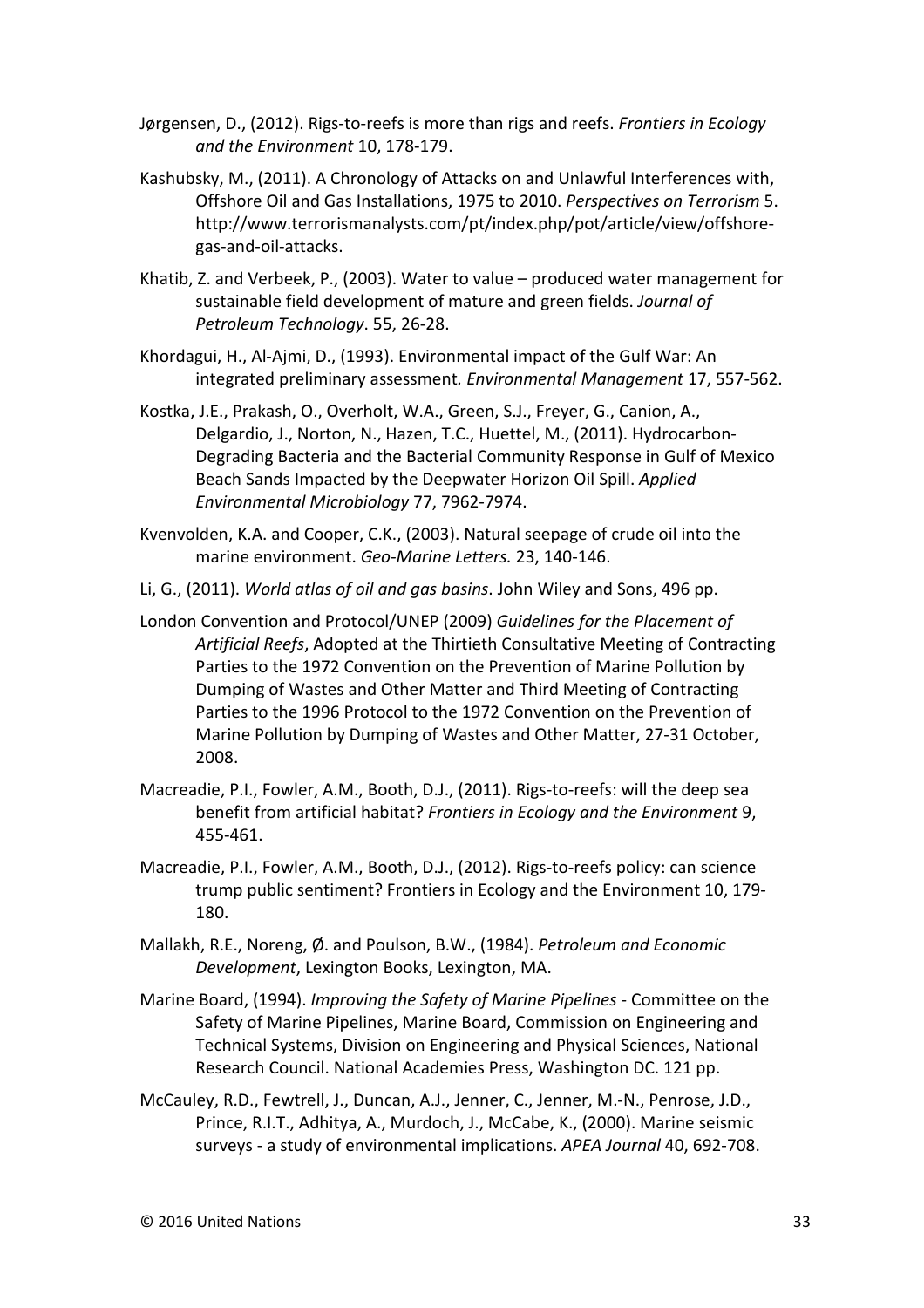Jørgensen, D., (2012). Rigs-to-reefs is more than rigs and reefs. *Frontiers in Ecology and the Environment* 10, 178-179.

Kashubsky, M., (2011). A Chronology of Attacks on and Unlawful Interferences with, Offshore Oil and Gas Installations, 1975 to 2010. *Perspectives on Terrorism* 5. http://www.terrorismanalysts.com/pt/index.php/pot/article/view/offshore-gas-and-oil-attacks.

Khatib, Z. and Verbeek, P., (2003). Water to value – produced water management for sustainable field development of mature and green fields. *Journal of Petroleum Technology*. 55, 26-28.

Khordagui, H., Al-Ajmi, D., (1993). Environmental impact of the Gulf War: An integrated preliminary assessment. *Environmental Management* 17, 557-562.

Kostka, J.E., Prakash, O., Overholt, W.A., Green, S.J., Freyer, G., Canion, A., Delgardio, J., Norton, N., Hazen, T.C., Huettel, M., (2011). Hydrocarbon-Degrading Bacteria and the Bacterial Community Response in Gulf of Mexico Beach Sands Impacted by the Deepwater Horizon Oil Spill. *Applied Environmental Microbiology* 77, 7962-7974.

Kvenvolden, K.A. and Cooper, C.K., (2003). Natural seepage of crude oil into the marine environment. *Geo-Marine Letters.* 23, 140-146.

Li, G., (2011). *World atlas of oil and gas basins*. John Wiley and Sons, 496 pp.

London Convention and Protocol/UNEP (2009) *Guidelines for the Placement of Artificial Reefs*, Adopted at the Thirtieth Consultative Meeting of Contracting Parties to the 1972 Convention on the Prevention of Marine Pollution by Dumping of Wastes and Other Matter and Third Meeting of Contracting Parties to the 1996 Protocol to the 1972 Convention on the Prevention of Marine Pollution by Dumping of Wastes and Other Matter, 27-31 October, 2008.

Macreadie, P.I., Fowler, A.M., Booth, D.J., (2011). Rigs-to-reefs: will the deep sea benefit from artificial habitat? *Frontiers in Ecology and the Environment* 9, 455-461.

Macreadie, P.I., Fowler, A.M., Booth, D.J., (2012). Rigs-to-reefs policy: can science trump public sentiment? Frontiers in Ecology and the Environment 10, 179-180.

Mallakh, R.E., Noreng, Ø. and Poulson, B.W., (1984). *Petroleum and Economic Development*, Lexington Books, Lexington, MA.

Marine Board, (1994). *Improving the Safety of Marine Pipelines* - Committee on the Safety of Marine Pipelines, Marine Board, Commission on Engineering and Technical Systems, Division on Engineering and Physical Sciences, National Research Council. National Academies Press, Washington DC. 121 pp.

McCauley, R.D., Fewtrell, J., Duncan, A.J., Jenner, C., Jenner, M.-N., Penrose, J.D., Prince, R.I.T., Adhitya, A., Murdoch, J., McCabe, K., (2000). Marine seismic surveys - a study of environmental implications. *APEA Journal* 40, 692-708.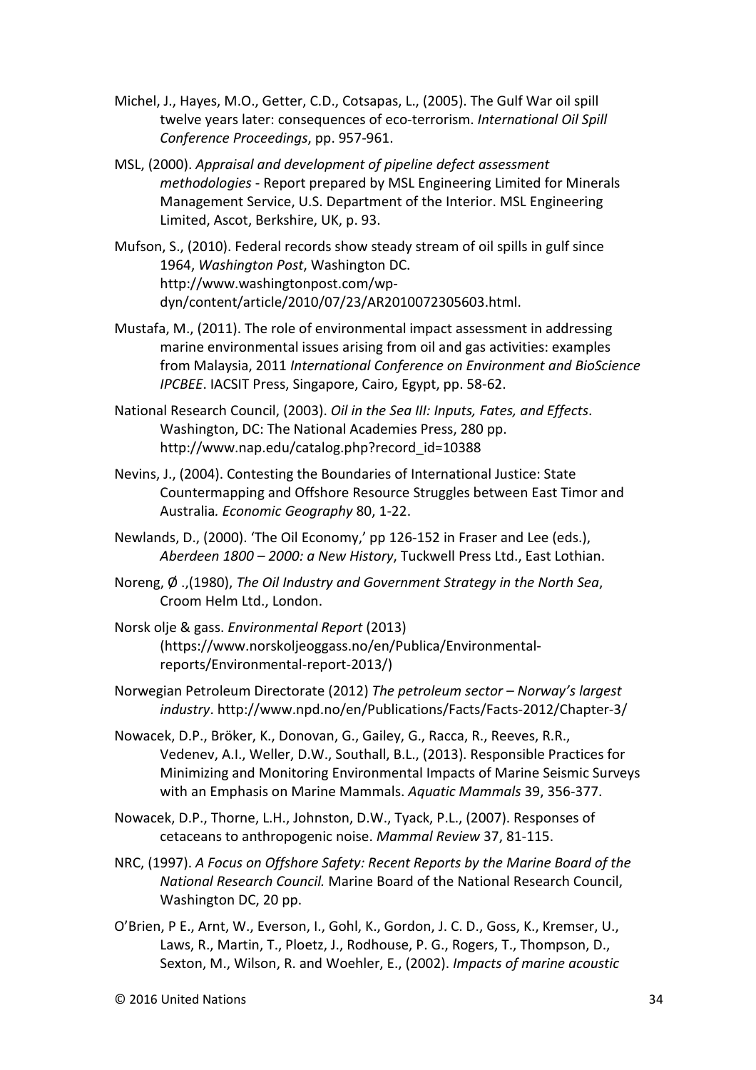Michel, J., Hayes, M.O., Getter, C.D., Cotsapas, L., (2005). The Gulf War oil spill twelve years later: consequences of eco-terrorism. *International Oil Spill Conference Proceedings*, pp. 957-961.

MSL, (2000). *Appraisal and development of pipeline defect assessment methodologies* - Report prepared by MSL Engineering Limited for Minerals Management Service, U.S. Department of the Interior. MSL Engineering Limited, Ascot, Berkshire, UK, p. 93.

Mufson, S., (2010). Federal records show steady stream of oil spills in gulf since 1964, *Washington Post*, Washington DC. http://www.washingtonpost.com/wp-dyn/content/article/2010/07/23/AR2010072305603.html.

Mustafa, M., (2011). The role of environmental impact assessment in addressing marine environmental issues arising from oil and gas activities: examples from Malaysia, 2011 *International Conference on Environment and BioScience IPCBEE*. IACSIT Press, Singapore, Cairo, Egypt, pp. 58-62.

National Research Council, (2003). *Oil in the Sea III: Inputs, Fates, and Effects*. Washington, DC: The National Academies Press, 280 pp. http://www.nap.edu/catalog.php?record_id=10388

Nevins, J., (2004). Contesting the Boundaries of International Justice: State Countermapping and Offshore Resource Struggles between East Timor and Australia. *Economic Geography* 80, 1-22.

Newlands, D., (2000). 'The Oil Economy,' pp 126-152 in Fraser and Lee (eds.), *Aberdeen 1800 – 2000: a New History*, Tuckwell Press Ltd., East Lothian.

Noreng, Ø .,(1980), *The Oil Industry and Government Strategy in the North Sea*, Croom Helm Ltd., London.

Norsk olje & gass. *Environmental Report* (2013) (https://www.norskoljeoggass.no/en/Publica/Environmental-reports/Environmental-report-2013/)

Norwegian Petroleum Directorate (2012) *The petroleum sector – Norway's largest industry*. http://www.npd.no/en/Publications/Facts/Facts-2012/Chapter-3/

Nowacek, D.P., Bröker, K., Donovan, G., Gailey, G., Racca, R., Reeves, R.R., Vedenev, A.I., Weller, D.W., Southall, B.L., (2013). Responsible Practices for Minimizing and Monitoring Environmental Impacts of Marine Seismic Surveys with an Emphasis on Marine Mammals. *Aquatic Mammals* 39, 356-377.

Nowacek, D.P., Thorne, L.H., Johnston, D.W., Tyack, P.L., (2007). Responses of cetaceans to anthropogenic noise. *Mammal Review* 37, 81-115.

NRC, (1997). *A Focus on Offshore Safety: Recent Reports by the Marine Board of the National Research Council.* Marine Board of the National Research Council, Washington DC, 20 pp.

O'Brien, P E., Arnt, W., Everson, I., Gohl, K., Gordon, J. C. D., Goss, K., Kremser, U., Laws, R., Martin, T., Ploetz, J., Rodhouse, P. G., Rogers, T., Thompson, D., Sexton, M., Wilson, R. and Woehler, E., (2002). *Impacts of marine acoustic*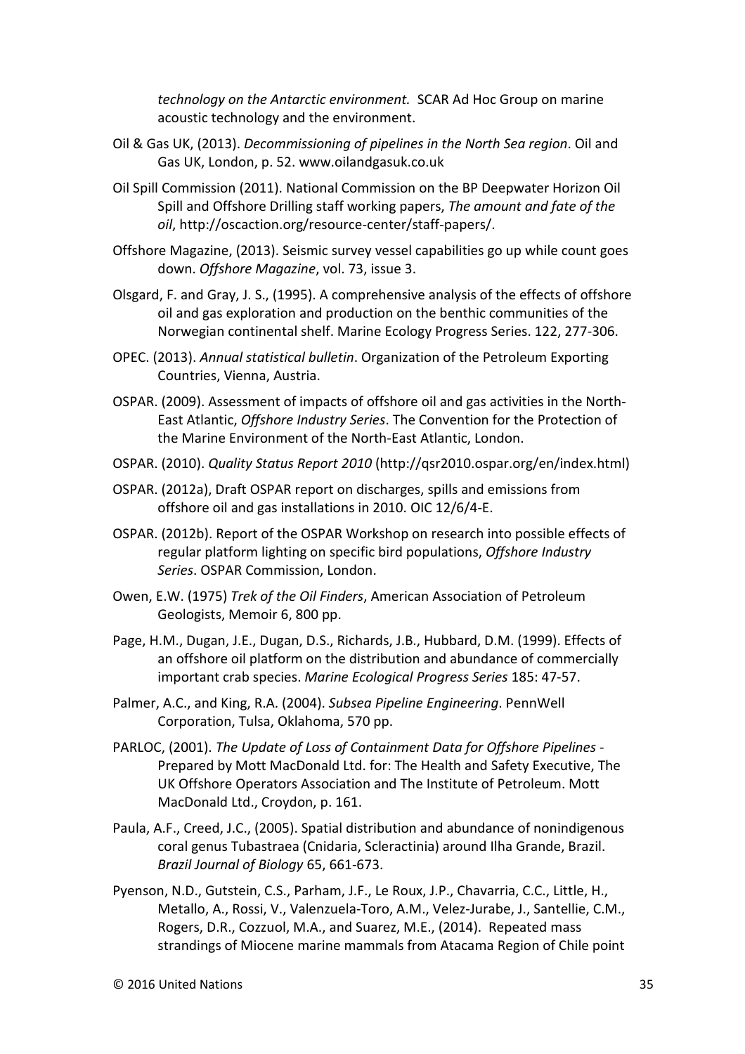*technology on the Antarctic environment.* SCAR Ad Hoc Group on marine acoustic technology and the environment.

Oil & Gas UK, (2013). *Decommissioning of pipelines in the North Sea region*. Oil and Gas UK, London, p. 52. www.oilandgasuk.co.uk

Oil Spill Commission (2011). National Commission on the BP Deepwater Horizon Oil Spill and Offshore Drilling staff working papers, *The amount and fate of the oil*, http://oscaction.org/resource-center/staff-papers/.

Offshore Magazine, (2013). Seismic survey vessel capabilities go up while count goes down. *Offshore Magazine*, vol. 73, issue 3.

Olsgard, F. and Gray, J. S., (1995). A comprehensive analysis of the effects of offshore oil and gas exploration and production on the benthic communities of the Norwegian continental shelf. Marine Ecology Progress Series. 122, 277-306.

OPEC. (2013). *Annual statistical bulletin*. Organization of the Petroleum Exporting Countries, Vienna, Austria.

OSPAR. (2009). Assessment of impacts of offshore oil and gas activities in the North-East Atlantic, *Offshore Industry Series*. The Convention for the Protection of the Marine Environment of the North-East Atlantic, London.

OSPAR. (2010). *Quality Status Report 2010* (http://qsr2010.ospar.org/en/index.html)

OSPAR. (2012a), Draft OSPAR report on discharges, spills and emissions from offshore oil and gas installations in 2010. OIC 12/6/4-E.

OSPAR. (2012b). Report of the OSPAR Workshop on research into possible effects of regular platform lighting on specific bird populations, *Offshore Industry Series*. OSPAR Commission, London.

Owen, E.W. (1975) *Trek of the Oil Finders*, American Association of Petroleum Geologists, Memoir 6, 800 pp.

Page, H.M., Dugan, J.E., Dugan, D.S., Richards, J.B., Hubbard, D.M. (1999). Effects of an offshore oil platform on the distribution and abundance of commercially important crab species. *Marine Ecological Progress Series* 185: 47-57.

Palmer, A.C., and King, R.A. (2004). *Subsea Pipeline Engineering*. PennWell Corporation, Tulsa, Oklahoma, 570 pp.

PARLOC, (2001). *The Update of Loss of Containment Data for Offshore Pipelines* - Prepared by Mott MacDonald Ltd. for: The Health and Safety Executive, The UK Offshore Operators Association and The Institute of Petroleum. Mott MacDonald Ltd., Croydon, p. 161.

Paula, A.F., Creed, J.C., (2005). Spatial distribution and abundance of nonindigenous coral genus Tubastraea (Cnidaria, Scleractinia) around Ilha Grande, Brazil. *Brazil Journal of Biology* 65, 661-673.

Pyenson, N.D., Gutstein, C.S., Parham, J.F., Le Roux, J.P., Chavarria, C.C., Little, H., Metallo, A., Rossi, V., Valenzuela-Toro, A.M., Velez-Jurabe, J., Santellie, C.M., Rogers, D.R., Cozzuol, M.A., and Suarez, M.E., (2014). Repeated mass strandings of Miocene marine mammals from Atacama Region of Chile point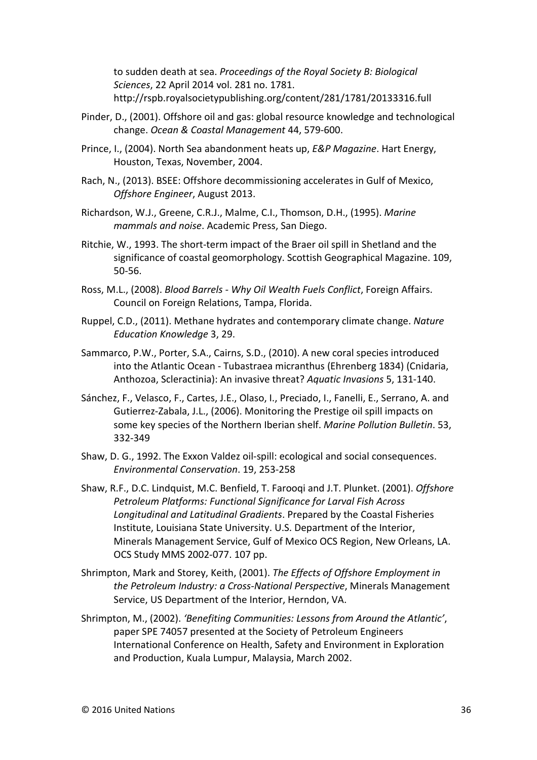to sudden death at sea. *Proceedings of the Royal Society B: Biological Sciences*, 22 April 2014 vol. 281 no. 1781. http://rspb.royalsocietypublishing.org/content/281/1781/20133316.full

Pinder, D., (2001). Offshore oil and gas: global resource knowledge and technological change. *Ocean & Coastal Management* 44, 579-600.

Prince, I., (2004). North Sea abandonment heats up, *E&P Magazine*. Hart Energy, Houston, Texas, November, 2004.

Rach, N., (2013). BSEE: Offshore decommissioning accelerates in Gulf of Mexico, *Offshore Engineer*, August 2013.

Richardson, W.J., Greene, C.R.J., Malme, C.I., Thomson, D.H., (1995). *Marine mammals and noise*. Academic Press, San Diego.

Ritchie, W., 1993. The short-term impact of the Braer oil spill in Shetland and the significance of coastal geomorphology. Scottish Geographical Magazine. 109, 50-56.

Ross, M.L., (2008). *Blood Barrels - Why Oil Wealth Fuels Conflict*, Foreign Affairs. Council on Foreign Relations, Tampa, Florida.

Ruppel, C.D., (2011). Methane hydrates and contemporary climate change. *Nature Education Knowledge* 3, 29.

Sammarco, P.W., Porter, S.A., Cairns, S.D., (2010). A new coral species introduced into the Atlantic Ocean - Tubastraea micranthus (Ehrenberg 1834) (Cnidaria, Anthozoa, Scleractinia): An invasive threat? *Aquatic Invasions* 5, 131-140.

Sánchez, F., Velasco, F., Cartes, J.E., Olaso, I., Preciado, I., Fanelli, E., Serrano, A. and Gutierrez-Zabala, J.L., (2006). Monitoring the Prestige oil spill impacts on some key species of the Northern Iberian shelf. *Marine Pollution Bulletin*. 53, 332-349

Shaw, D. G., 1992. The Exxon Valdez oil-spill: ecological and social consequences. *Environmental Conservation*. 19, 253-258

Shaw, R.F., D.C. Lindquist, M.C. Benfield, T. Farooqi and J.T. Plunket. (2001). *Offshore Petroleum Platforms: Functional Significance for Larval Fish Across Longitudinal and Latitudinal Gradients*. Prepared by the Coastal Fisheries Institute, Louisiana State University. U.S. Department of the Interior, Minerals Management Service, Gulf of Mexico OCS Region, New Orleans, LA. OCS Study MMS 2002-077. 107 pp.

Shrimpton, Mark and Storey, Keith, (2001). *The Effects of Offshore Employment in the Petroleum Industry: a Cross-National Perspective*, Minerals Management Service, US Department of the Interior, Herndon, VA.

Shrimpton, M., (2002). *'Benefiting Communities: Lessons from Around the Atlantic'*, paper SPE 74057 presented at the Society of Petroleum Engineers International Conference on Health, Safety and Environment in Exploration and Production, Kuala Lumpur, Malaysia, March 2002.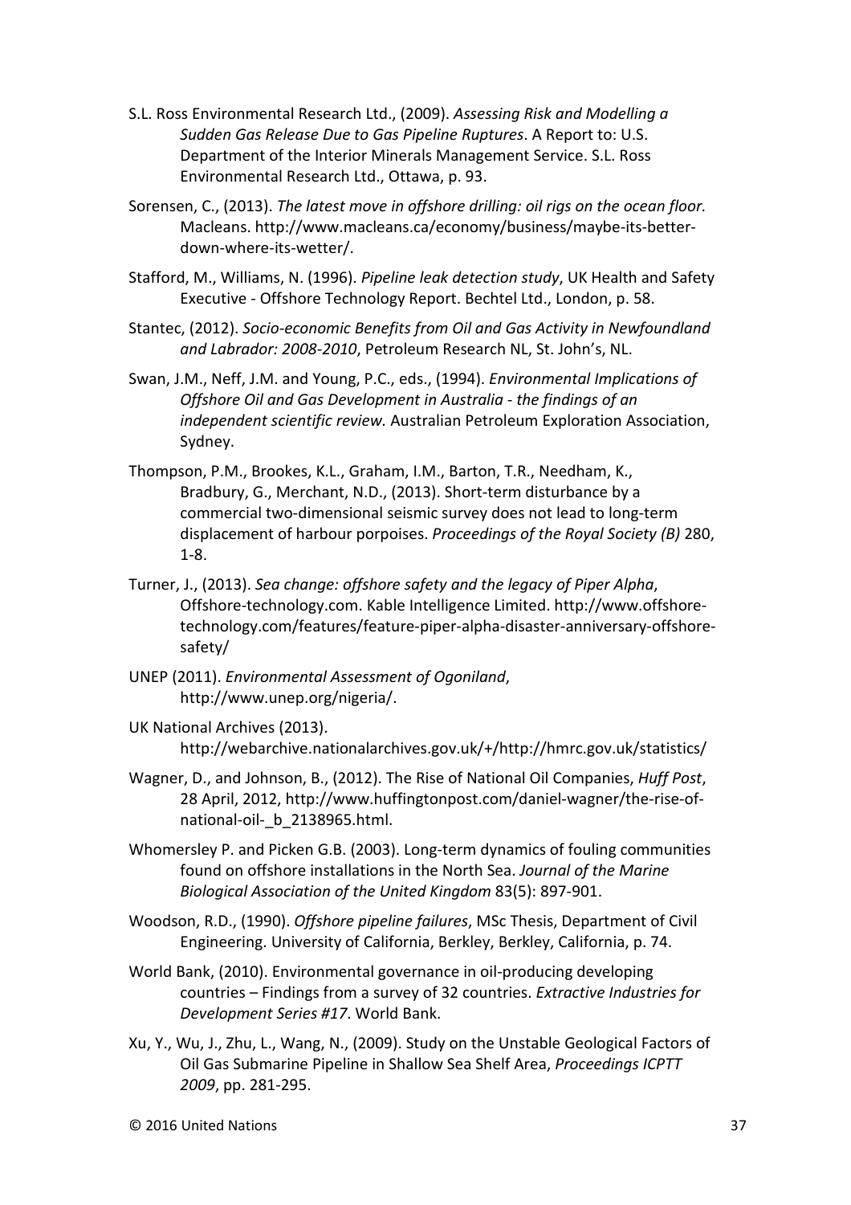S.L. Ross Environmental Research Ltd., (2009). *Assessing Risk and Modelling a Sudden Gas Release Due to Gas Pipeline Ruptures*. A Report to: U.S. Department of the Interior Minerals Management Service. S.L. Ross Environmental Research Ltd., Ottawa, p. 93.

Sorensen, C., (2013). *The latest move in offshore drilling: oil rigs on the ocean floor.* Macleans. http://www.macleans.ca/economy/business/maybe-its-better-down-where-its-wetter/.

Stafford, M., Williams, N. (1996). *Pipeline leak detection study*, UK Health and Safety Executive - Offshore Technology Report. Bechtel Ltd., London, p. 58.

Stantec, (2012). *Socio-economic Benefits from Oil and Gas Activity in Newfoundland and Labrador: 2008-2010*, Petroleum Research NL, St. John's, NL.

Swan, J.M., Neff, J.M. and Young, P.C., eds., (1994). *Environmental Implications of Offshore Oil and Gas Development in Australia - the findings of an independent scientific review.* Australian Petroleum Exploration Association, Sydney.

Thompson, P.M., Brookes, K.L., Graham, I.M., Barton, T.R., Needham, K., Bradbury, G., Merchant, N.D., (2013). Short-term disturbance by a commercial two-dimensional seismic survey does not lead to long-term displacement of harbour porpoises. *Proceedings of the Royal Society (B)* 280, 1-8.

Turner, J., (2013). *Sea change: offshore safety and the legacy of Piper Alpha*, Offshore-technology.com. Kable Intelligence Limited. http://www.offshore-technology.com/features/feature-piper-alpha-disaster-anniversary-offshore-safety/

UNEP (2011). *Environmental Assessment of Ogoniland*, http://www.unep.org/nigeria/.

UK National Archives (2013). http://webarchive.nationalarchives.gov.uk/+/http://hmrc.gov.uk/statistics/

Wagner, D., and Johnson, B., (2012). The Rise of National Oil Companies, *Huff Post*, 28 April, 2012, http://www.huffingtonpost.com/daniel-wagner/the-rise-of-national-oil-_b_2138965.html.

Whomersley P. and Picken G.B. (2003). Long-term dynamics of fouling communities found on offshore installations in the North Sea. *Journal of the Marine Biological Association of the United Kingdom* 83(5): 897-901.

Woodson, R.D., (1990). *Offshore pipeline failures*, MSc Thesis, Department of Civil Engineering. University of California, Berkley, Berkley, California, p. 74.

World Bank, (2010). Environmental governance in oil-producing developing countries – Findings from a survey of 32 countries. *Extractive Industries for Development Series #17*. World Bank.

Xu, Y., Wu, J., Zhu, L., Wang, N., (2009). Study on the Unstable Geological Factors of Oil Gas Submarine Pipeline in Shallow Sea Shelf Area, *Proceedings ICPTT 2009*, pp. 281-295.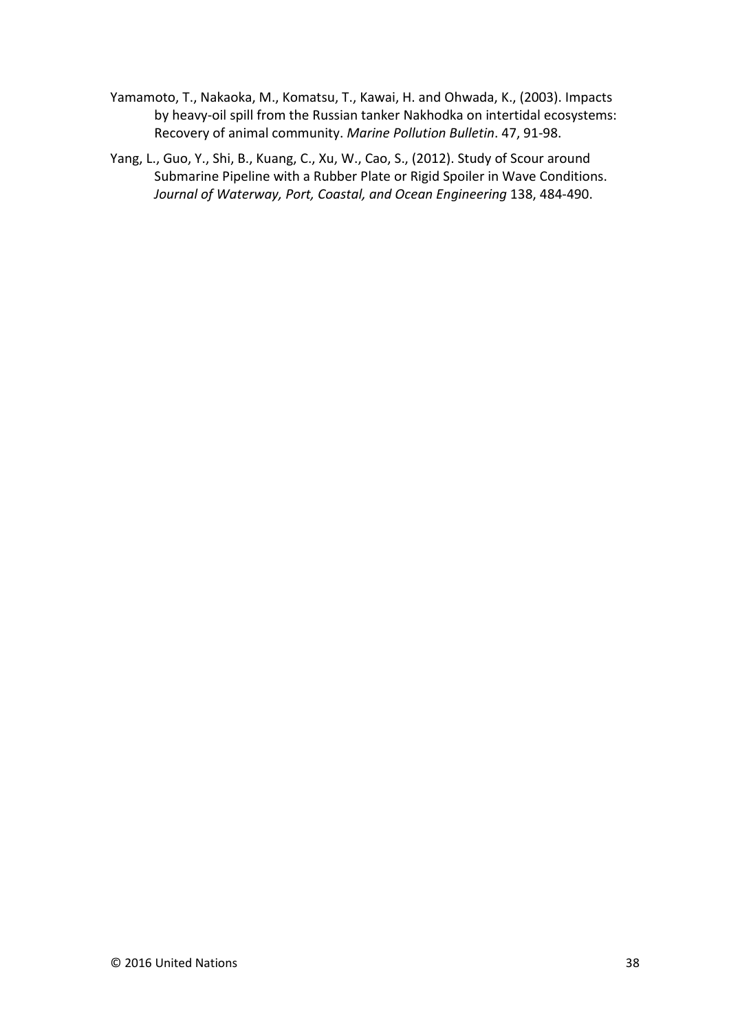Yamamoto, T., Nakaoka, M., Komatsu, T., Kawai, H. and Ohwada, K., (2003). Impacts by heavy-oil spill from the Russian tanker Nakhodka on intertidal ecosystems: Recovery of animal community. *Marine Pollution Bulletin*. 47, 91-98.

Yang, L., Guo, Y., Shi, B., Kuang, C., Xu, W., Cao, S., (2012). Study of Scour around Submarine Pipeline with a Rubber Plate or Rigid Spoiler in Wave Conditions. *Journal of Waterway, Port, Coastal, and Ocean Engineering* 138, 484-490.

© 2016 United Nations